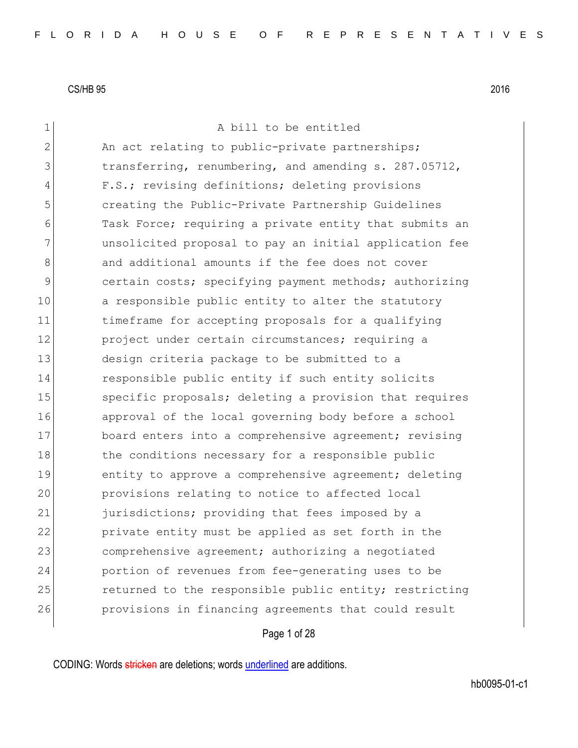CS/HB 95 2016

A bill to be entitled

An act relating to public-private partnerships; transferring, renumbering, and amending s. 287.05712, F.S.; revising definitions; deleting provisions creating the Public-Private Partnership Guidelines Task Force; requiring a private entity that submits an unsolicited proposal to pay an initial application fee and additional amounts if the fee does not cover certain costs; specifying payment methods; authorizing a responsible public entity to alter the statutory timeframe for accepting proposals for a qualifying project under certain circumstances; requiring a design criteria package to be submitted to a responsible public entity if such entity solicits specific proposals; deleting a provision that requires approval of the local governing body before a school board enters into a comprehensive agreement; revising the conditions necessary for a responsible public entity to approve a comprehensive agreement; deleting provisions relating to notice to affected local jurisdictions; providing that fees imposed by a private entity must be applied as set forth in the comprehensive agreement; authorizing a negotiated portion of revenues from fee-generating uses to be returned to the responsible public entity; restricting provisions in financing agreements that could result

CODING: Words stricken are deletions; words underlined are additions.

hb0095-01-c1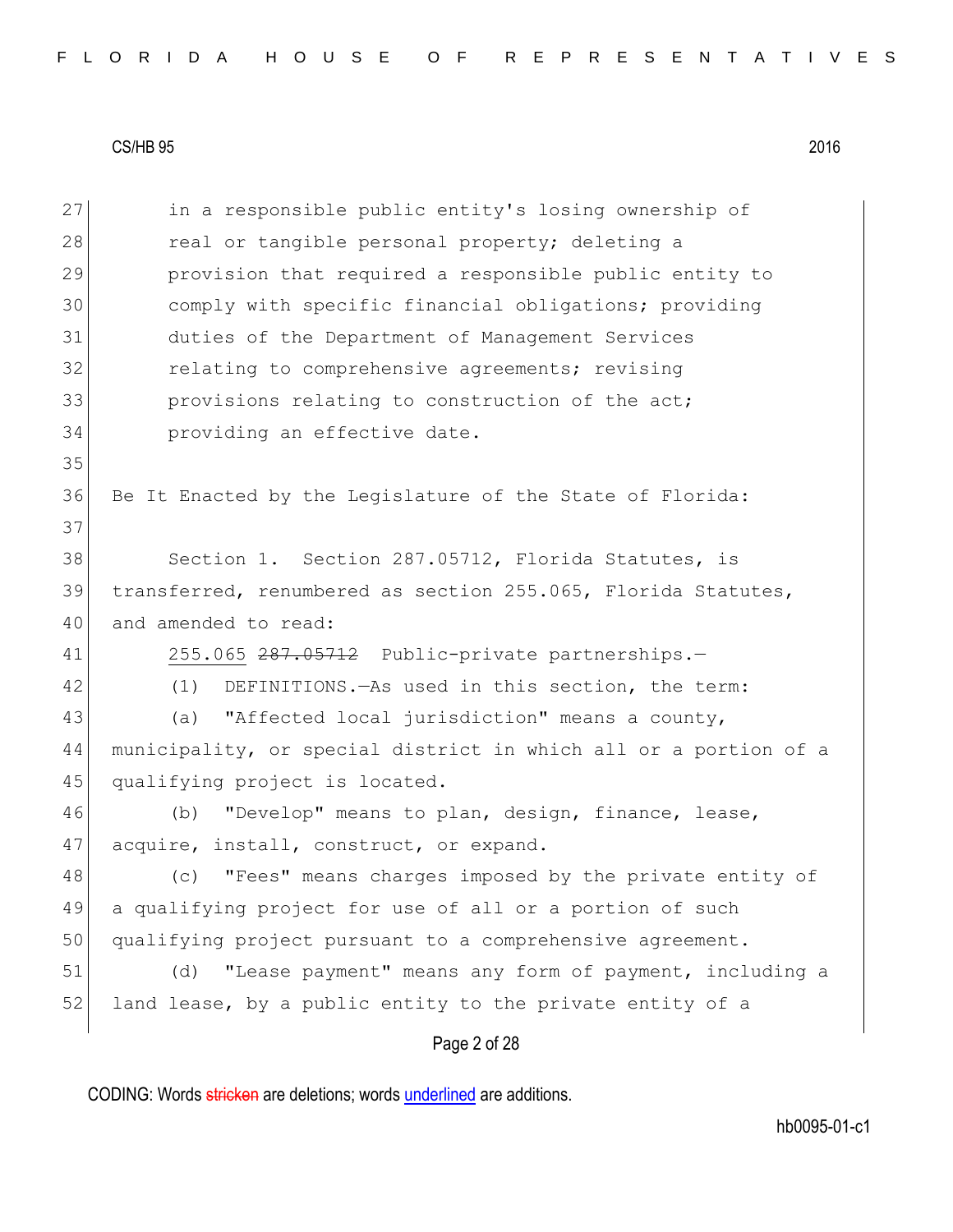in a responsible public entity's losing ownership of real or tangible personal property; deleting a provision that required a responsible public entity to comply with specific financial obligations; providing duties of the Department of Management Services relating to comprehensive agreements; revising provisions relating to construction of the act; providing an effective date.

Be It Enacted by the Legislature of the State of Florida:

Section 1. Section 287.05712, Florida Statutes, is transferred, renumbered as section 255.065, Florida Statutes, and amended to read:

255.065 ~~287.05712~~ Public-private partnerships.—

(1) DEFINITIONS.—As used in this section, the term:

(a) "Affected local jurisdiction" means a county, municipality, or special district in which all or a portion of a qualifying project is located.

(b) "Develop" means to plan, design, finance, lease, acquire, install, construct, or expand.

(c) "Fees" means charges imposed by the private entity of a qualifying project for use of all or a portion of such qualifying project pursuant to a comprehensive agreement.

(d) "Lease payment" means any form of payment, including a land lease, by a public entity to the private entity of a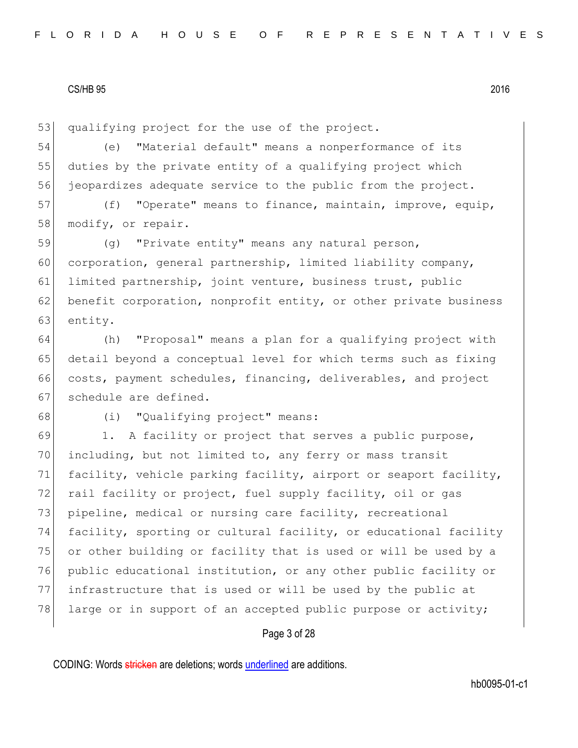qualifying project for the use of the project.

(e) "Material default" means a nonperformance of its duties by the private entity of a qualifying project which jeopardizes adequate service to the public from the project.

(f) "Operate" means to finance, maintain, improve, equip, modify, or repair.

(g) "Private entity" means any natural person, corporation, general partnership, limited liability company, limited partnership, joint venture, business trust, public benefit corporation, nonprofit entity, or other private business entity.

(h) "Proposal" means a plan for a qualifying project with detail beyond a conceptual level for which terms such as fixing costs, payment schedules, financing, deliverables, and project schedule are defined.

(i) "Qualifying project" means:

1. A facility or project that serves a public purpose, including, but not limited to, any ferry or mass transit facility, vehicle parking facility, airport or seaport facility, rail facility or project, fuel supply facility, oil or gas pipeline, medical or nursing care facility, recreational facility, sporting or cultural facility, or educational facility or other building or facility that is used or will be used by a public educational institution, or any other public facility or infrastructure that is used or will be used by the public at large or in support of an accepted public purpose or activity;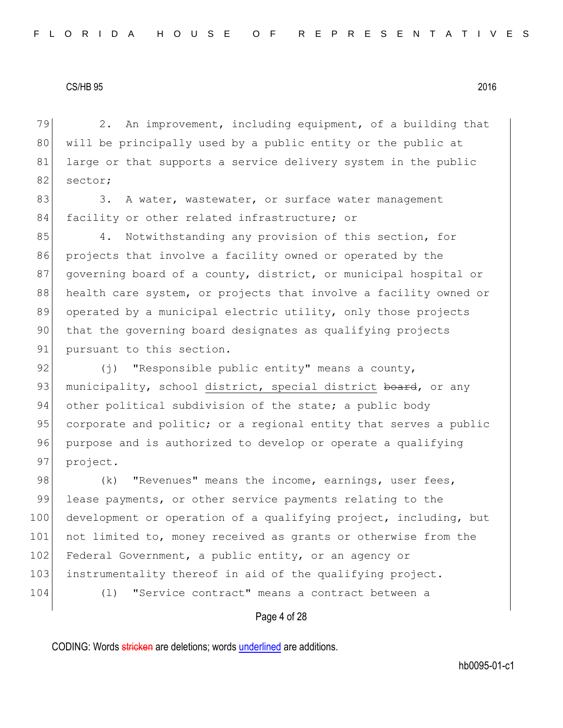2. An improvement, including equipment, of a building that will be principally used by a public entity or the public at large or that supports a service delivery system in the public sector;

3. A water, wastewater, or surface water management facility or other related infrastructure; or

4. Notwithstanding any provision of this section, for projects that involve a facility owned or operated by the governing board of a county, district, or municipal hospital or health care system, or projects that involve a facility owned or operated by a municipal electric utility, only those projects that the governing board designates as qualifying projects pursuant to this section.

(j) "Responsible public entity" means a county, municipality, school <u>district, special district</u> ~~board~~, or any other political subdivision of the state; a public body corporate and politic; or a regional entity that serves a public purpose and is authorized to develop or operate a qualifying project.

(k) "Revenues" means the income, earnings, user fees, lease payments, or other service payments relating to the development or operation of a qualifying project, including, but not limited to, money received as grants or otherwise from the Federal Government, a public entity, or an agency or instrumentality thereof in aid of the qualifying project.

(l) "Service contract" means a contract between a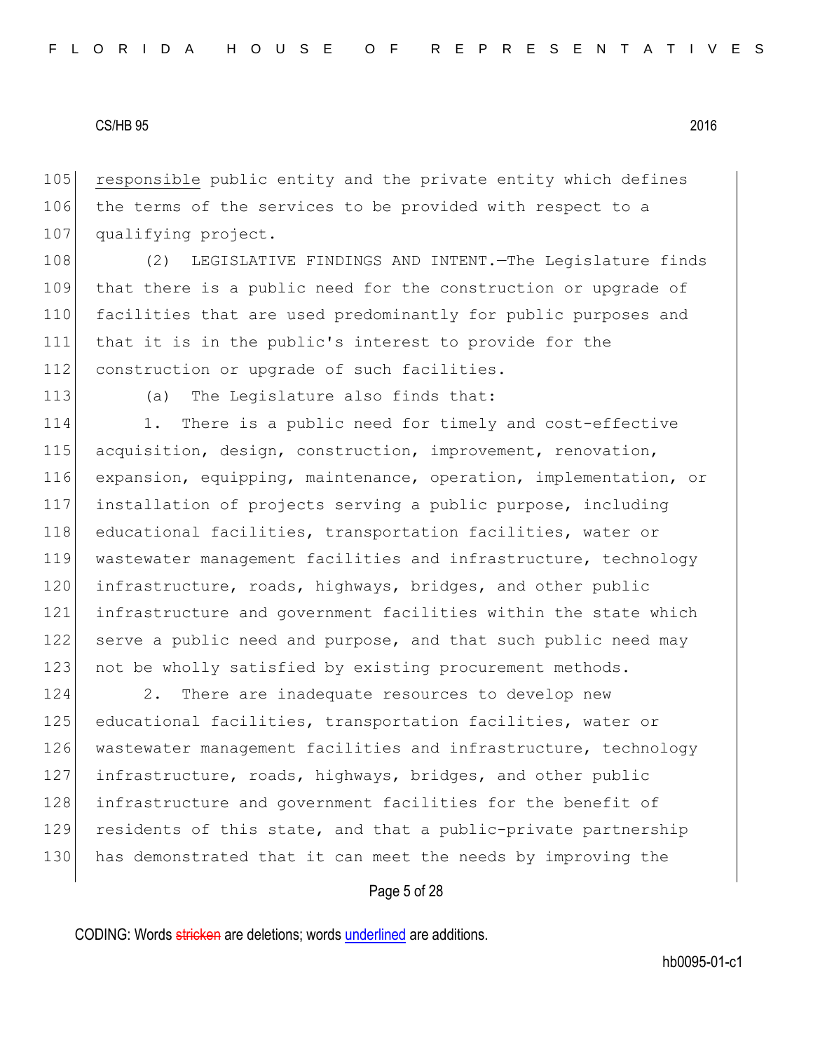responsible public entity and the private entity which defines the terms of the services to be provided with respect to a qualifying project.

(2) LEGISLATIVE FINDINGS AND INTENT.—The Legislature finds that there is a public need for the construction or upgrade of facilities that are used predominantly for public purposes and that it is in the public's interest to provide for the construction or upgrade of such facilities.

(a) The Legislature also finds that:

1. There is a public need for timely and cost-effective acquisition, design, construction, improvement, renovation, expansion, equipping, maintenance, operation, implementation, or installation of projects serving a public purpose, including educational facilities, transportation facilities, water or wastewater management facilities and infrastructure, technology infrastructure, roads, highways, bridges, and other public infrastructure and government facilities within the state which serve a public need and purpose, and that such public need may not be wholly satisfied by existing procurement methods.

2. There are inadequate resources to develop new educational facilities, transportation facilities, water or wastewater management facilities and infrastructure, technology infrastructure, roads, highways, bridges, and other public infrastructure and government facilities for the benefit of residents of this state, and that a public-private partnership has demonstrated that it can meet the needs by improving the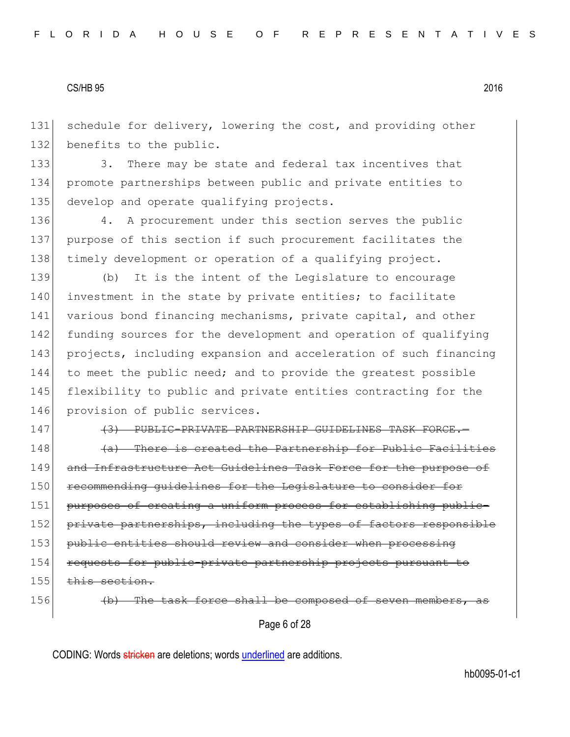schedule for delivery, lowering the cost, and providing other benefits to the public.

3. There may be state and federal tax incentives that promote partnerships between public and private entities to develop and operate qualifying projects.

4. A procurement under this section serves the public purpose of this section if such procurement facilitates the timely development or operation of a qualifying project.

(b) It is the intent of the Legislature to encourage investment in the state by private entities; to facilitate various bond financing mechanisms, private capital, and other funding sources for the development and operation of qualifying projects, including expansion and acceleration of such financing to meet the public need; and to provide the greatest possible flexibility to public and private entities contracting for the provision of public services.

~~(3) PUBLIC-PRIVATE PARTNERSHIP GUIDELINES TASK FORCE.—~~

~~(a) There is created the Partnership for Public Facilities and Infrastructure Act Guidelines Task Force for the purpose of recommending guidelines for the Legislature to consider for purposes of creating a uniform process for establishing public-private partnerships, including the types of factors responsible public entities should review and consider when processing requests for public-private partnership projects pursuant to this section.~~

~~(b) The task force shall be composed of seven members, as~~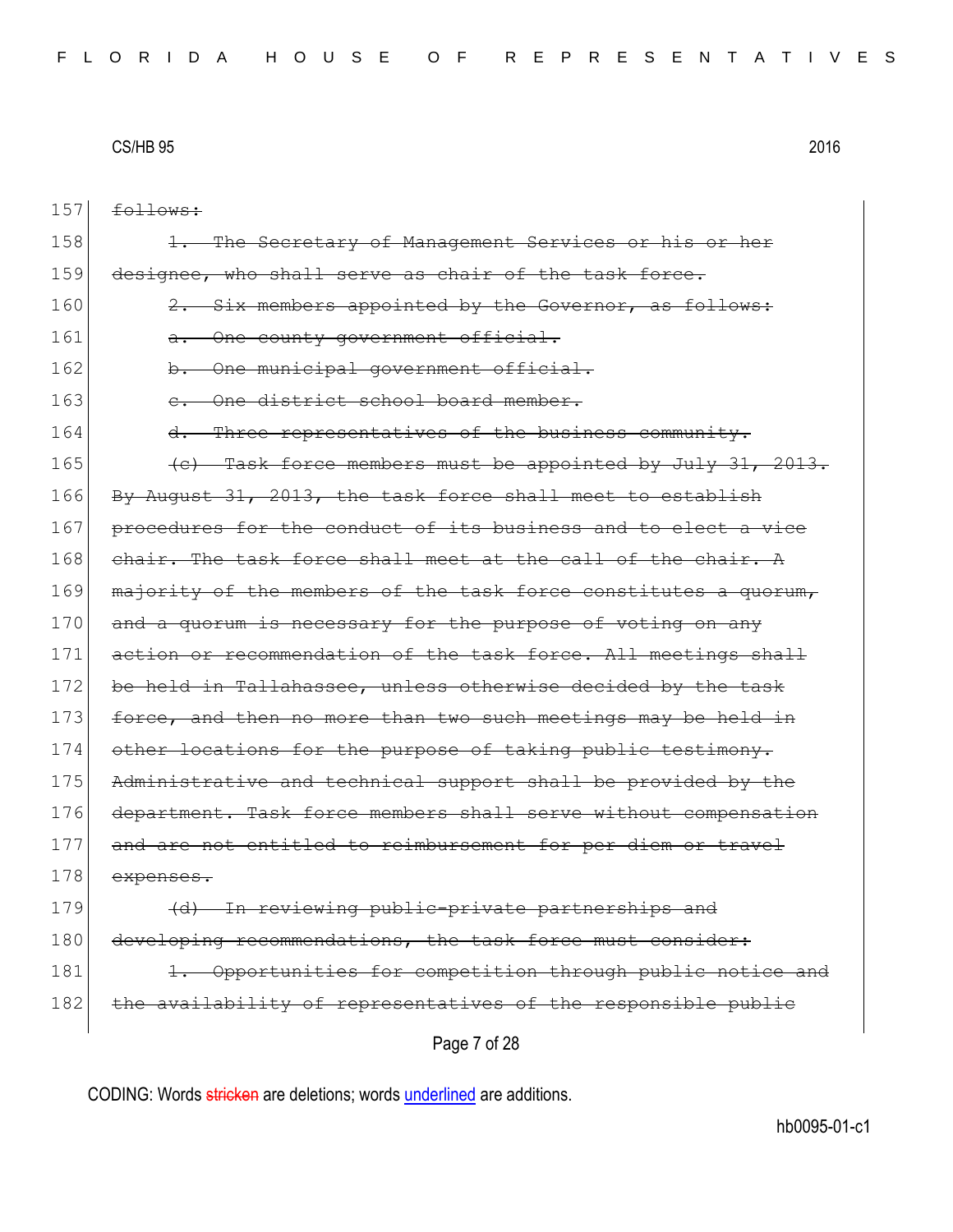157 ~~follows:~~

158 ~~1. The Secretary of Management Services or his or her~~

159 ~~designee, who shall serve as chair of the task force.~~

160 ~~2. Six members appointed by the Governor, as follows:~~

161 ~~a. One county government official.~~

162 ~~b. One municipal government official.~~

163 ~~c. One district school board member.~~

164 ~~d. Three representatives of the business community.~~

165 ~~(c) Task force members must be appointed by July 31, 2013.~~

166 ~~By August 31, 2013, the task force shall meet to establish~~

167 ~~procedures for the conduct of its business and to elect a vice~~

168 ~~chair. The task force shall meet at the call of the chair. A~~

169 ~~majority of the members of the task force constitutes a quorum,~~

170 ~~and a quorum is necessary for the purpose of voting on any~~

171 ~~action or recommendation of the task force. All meetings shall~~

172 ~~be held in Tallahassee, unless otherwise decided by the task~~

173 ~~force, and then no more than two such meetings may be held in~~

174 ~~other locations for the purpose of taking public testimony.~~

175 ~~Administrative and technical support shall be provided by the~~

176 ~~department. Task force members shall serve without compensation~~

177 ~~and are not entitled to reimbursement for per diem or travel~~

178 ~~expenses.~~

179 ~~(d) In reviewing public-private partnerships and~~

180 ~~developing recommendations, the task force must consider:~~

181 ~~1. Opportunities for competition through public notice and~~

182 ~~the availability of representatives of the responsible public~~

CODING: Words ~~stricken~~ are deletions; words <u>underlined</u> are additions.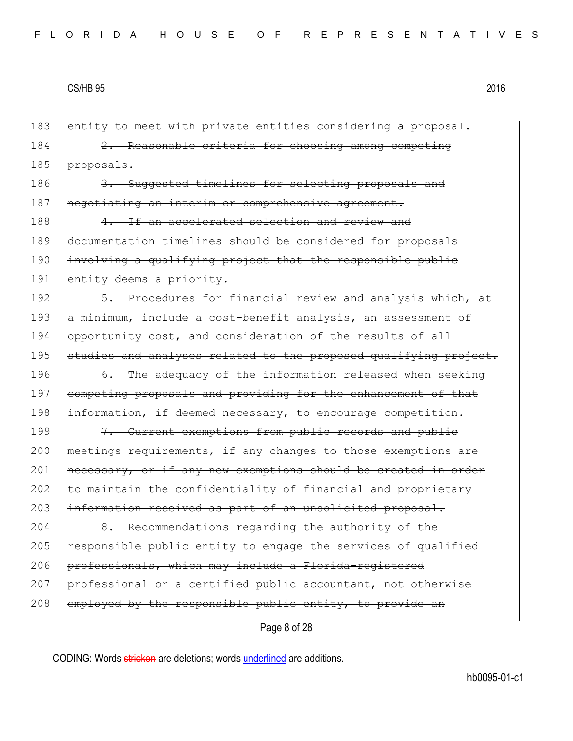183 ~~entity to meet with private entities considering a proposal.~~

184 ~~2. Reasonable criteria for choosing among competing~~
185 ~~proposals.~~

186 ~~3. Suggested timelines for selecting proposals and~~
187 ~~negotiating an interim or comprehensive agreement.~~

188 ~~4. If an accelerated selection and review and~~
189 ~~documentation timelines should be considered for proposals~~
190 ~~involving a qualifying project that the responsible public~~
191 ~~entity deems a priority.~~

192 ~~5. Procedures for financial review and analysis which, at~~
193 ~~a minimum, include a cost-benefit analysis, an assessment of~~
194 ~~opportunity cost, and consideration of the results of all~~
195 ~~studies and analyses related to the proposed qualifying project.~~

196 ~~6. The adequacy of the information released when seeking~~
197 ~~competing proposals and providing for the enhancement of that~~
198 ~~information, if deemed necessary, to encourage competition.~~

199 ~~7. Current exemptions from public records and public~~
200 ~~meetings requirements, if any changes to those exemptions are~~
201 ~~necessary, or if any new exemptions should be created in order~~
202 ~~to maintain the confidentiality of financial and proprietary~~
203 ~~information received as part of an unsolicited proposal.~~

204 ~~8. Recommendations regarding the authority of the~~
205 ~~responsible public entity to engage the services of qualified~~
206 ~~professionals, which may include a Florida-registered~~
207 ~~professional or a certified public accountant, not otherwise~~
208 ~~employed by the responsible public entity, to provide an~~

CODING: Words ~~stricken~~ are deletions; words <u>underlined</u> are additions.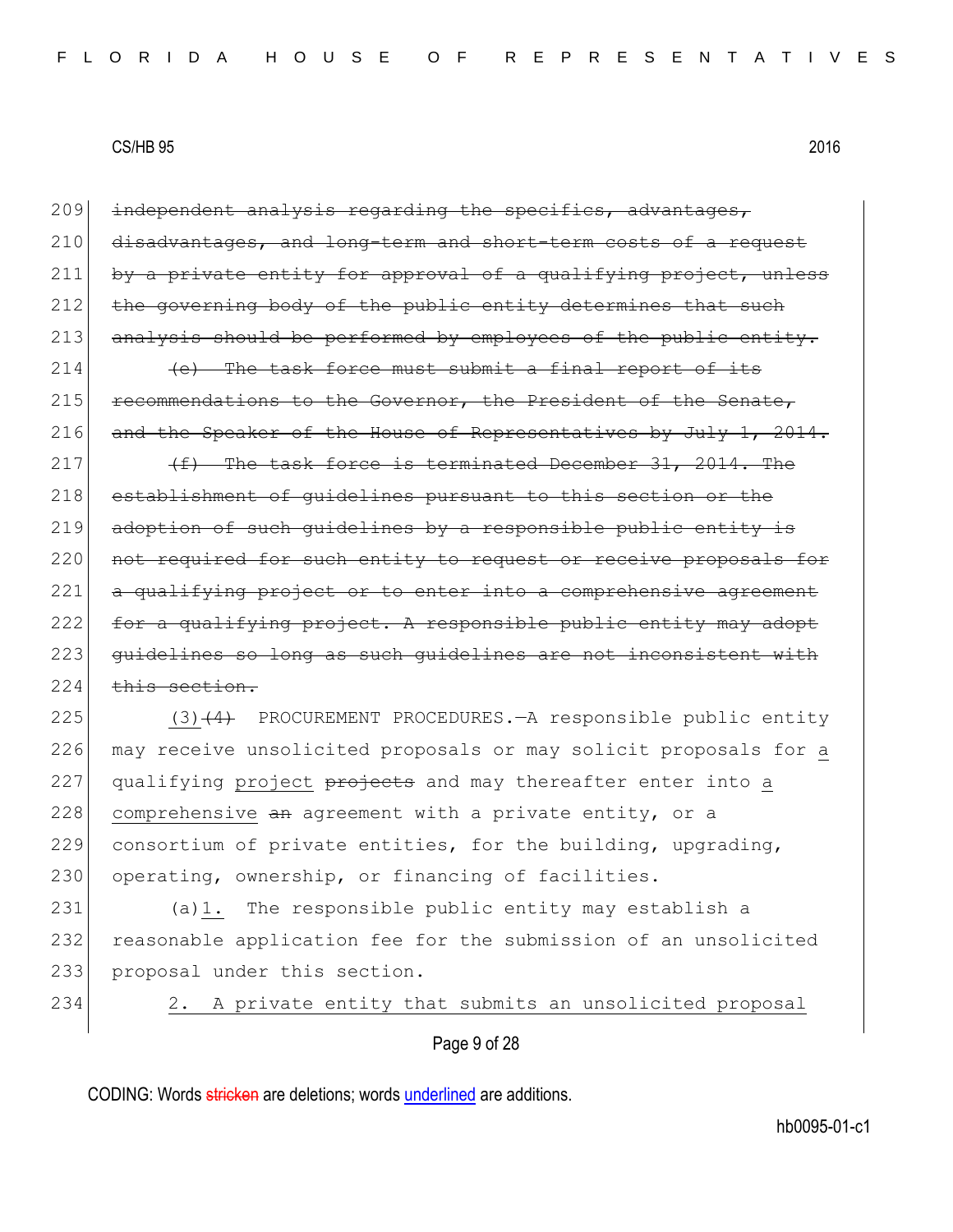209 ~~independent analysis regarding the specifics, advantages,~~
210 ~~disadvantages, and long-term and short-term costs of a request~~
211 ~~by a private entity for approval of a qualifying project, unless~~
212 ~~the governing body of the public entity determines that such~~
213 ~~analysis should be performed by employees of the public entity.~~

214 ~~(e) The task force must submit a final report of its~~
215 ~~recommendations to the Governor, the President of the Senate,~~
216 ~~and the Speaker of the House of Representatives by July 1, 2014.~~

217 ~~(f) The task force is terminated December 31, 2014. The~~
218 ~~establishment of guidelines pursuant to this section or the~~
219 ~~adoption of such guidelines by a responsible public entity is~~
220 ~~not required for such entity to request or receive proposals for~~
221 ~~a qualifying project or to enter into a comprehensive agreement~~
222 ~~for a qualifying project. A responsible public entity may adopt~~
223 ~~guidelines so long as such guidelines are not inconsistent with~~
224 ~~this section.~~

225 <u>(3)</u>~~(4)~~ PROCUREMENT PROCEDURES.—A responsible public entity
226 may receive unsolicited proposals or may solicit proposals for <u>a</u>
227 qualifying <u>project</u> ~~projects~~ and may thereafter enter into <u>a</u>
228 <u>comprehensive</u> ~~an~~ agreement with a private entity, or a
229 consortium of private entities, for the building, upgrading,
230 operating, ownership, or financing of facilities.

231 (a)<u>1.</u> The responsible public entity may establish a
232 reasonable application fee for the submission of an unsolicited
233 proposal under this section.

234 <u>2. A private entity that submits an unsolicited proposal</u>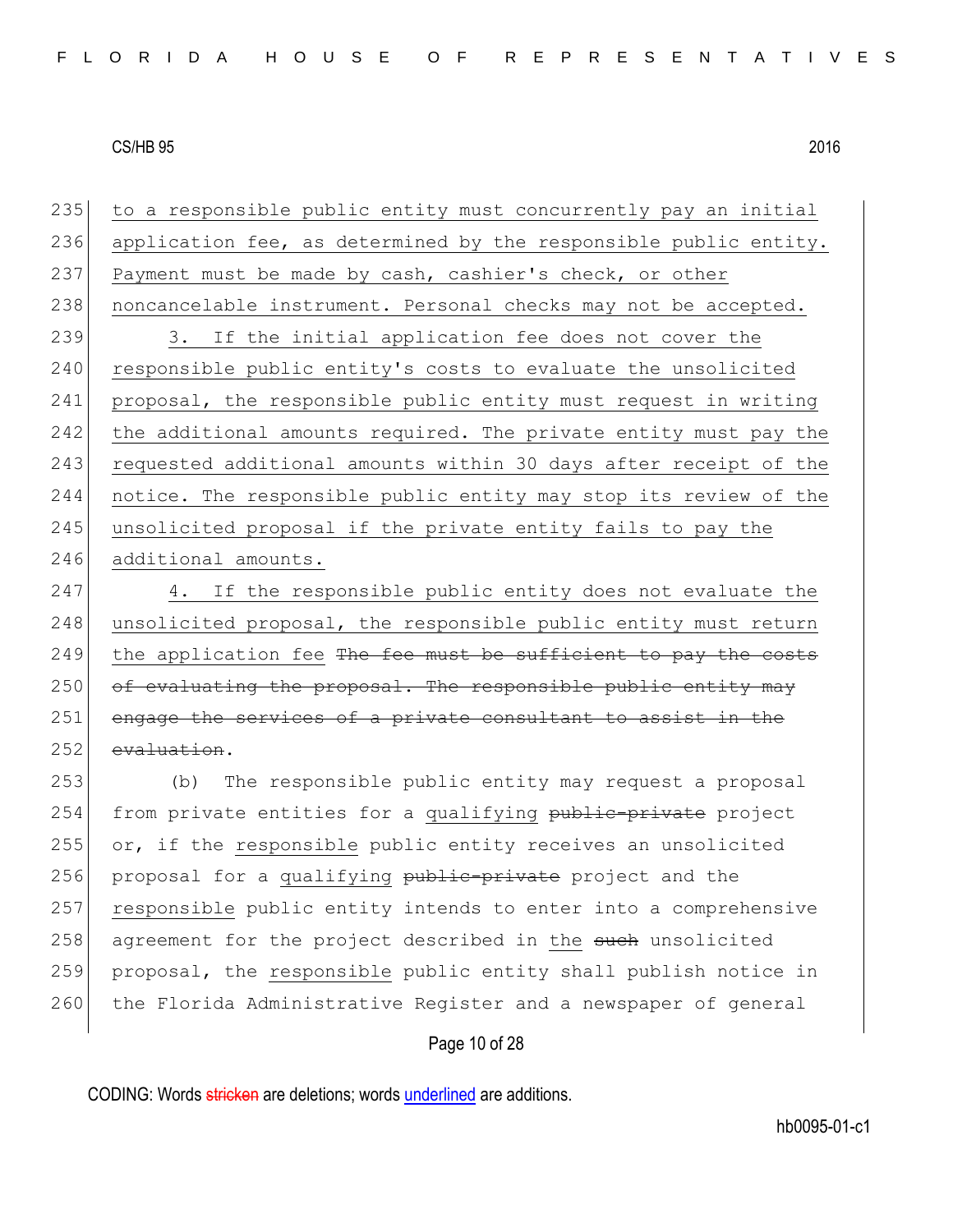to a responsible public entity must concurrently pay an initial application fee, as determined by the responsible public entity. Payment must be made by cash, cashier's check, or other noncancelable instrument. Personal checks may not be accepted.

3. If the initial application fee does not cover the responsible public entity's costs to evaluate the unsolicited proposal, the responsible public entity must request in writing the additional amounts required. The private entity must pay the requested additional amounts within 30 days after receipt of the notice. The responsible public entity may stop its review of the unsolicited proposal if the private entity fails to pay the additional amounts.

4. If the responsible public entity does not evaluate the unsolicited proposal, the responsible public entity must return the application fee ~~The fee must be sufficient to pay the costs of evaluating the proposal. The responsible public entity may engage the services of a private consultant to assist in the evaluation~~.

(b) The responsible public entity may request a proposal from private entities for a qualifying ~~public-private~~ project or, if the responsible public entity receives an unsolicited proposal for a qualifying ~~public-private~~ project and the responsible public entity intends to enter into a comprehensive agreement for the project described in the ~~such~~ unsolicited proposal, the responsible public entity shall publish notice in the Florida Administrative Register and a newspaper of general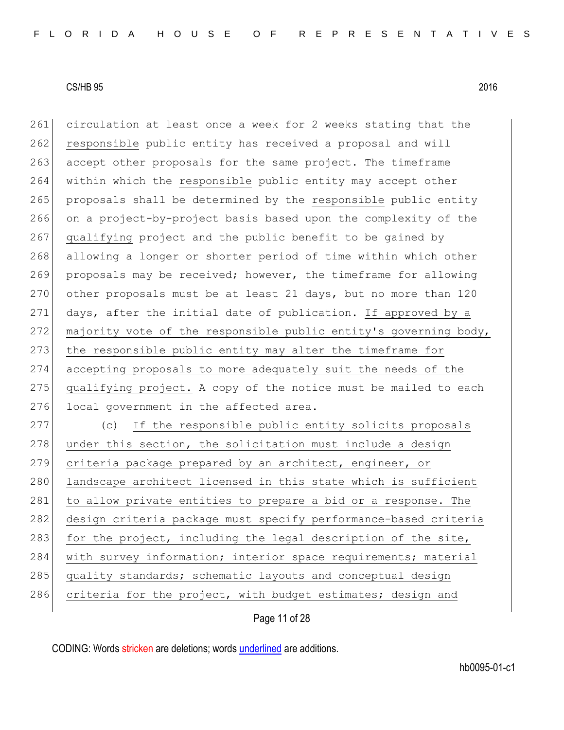circulation at least once a week for 2 weeks stating that the <u>responsible</u> public entity has received a proposal and will accept other proposals for the same project. The timeframe within which the <u>responsible</u> public entity may accept other proposals shall be determined by the <u>responsible</u> public entity on a project-by-project basis based upon the complexity of the <u>qualifying</u> project and the public benefit to be gained by allowing a longer or shorter period of time within which other proposals may be received; however, the timeframe for allowing other proposals must be at least 21 days, but no more than 120 days, after the initial date of publication. <u>If approved by a majority vote of the responsible public entity's governing body, the responsible public entity may alter the timeframe for accepting proposals to more adequately suit the needs of the qualifying project.</u> A copy of the notice must be mailed to each local government in the affected area.

(c) <u>If the responsible public entity solicits proposals under this section, the solicitation must include a design criteria package prepared by an architect, engineer, or landscape architect licensed in this state which is sufficient to allow private entities to prepare a bid or a response. The design criteria package must specify performance-based criteria for the project, including the legal description of the site, with survey information; interior space requirements; material quality standards; schematic layouts and conceptual design criteria for the project, with budget estimates; design and</u>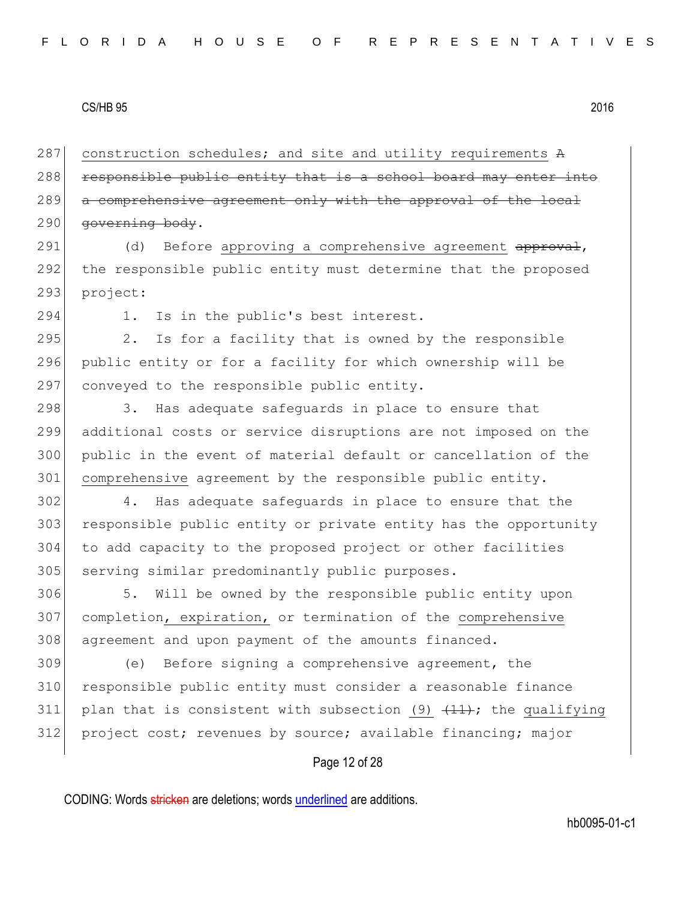287 construction schedules; and site and utility requirements ~~A~~
288 ~~responsible public entity that is a school board may enter into~~
289 ~~a comprehensive agreement only with the approval of the local~~
290 ~~governing body~~.

291 (d) Before approving a comprehensive agreement ~~approval~~,
292 the responsible public entity must determine that the proposed
293 project:

294 1. Is in the public's best interest.

295 2. Is for a facility that is owned by the responsible
296 public entity or for a facility for which ownership will be
297 conveyed to the responsible public entity.

298 3. Has adequate safeguards in place to ensure that
299 additional costs or service disruptions are not imposed on the
300 public in the event of material default or cancellation of the
301 comprehensive agreement by the responsible public entity.

302 4. Has adequate safeguards in place to ensure that the
303 responsible public entity or private entity has the opportunity
304 to add capacity to the proposed project or other facilities
305 serving similar predominantly public purposes.

306 5. Will be owned by the responsible public entity upon
307 completion, expiration, or termination of the comprehensive
308 agreement and upon payment of the amounts financed.

309 (e) Before signing a comprehensive agreement, the
310 responsible public entity must consider a reasonable finance
311 plan that is consistent with subsection (9) ~~(11)~~; the qualifying
312 project cost; revenues by source; available financing; major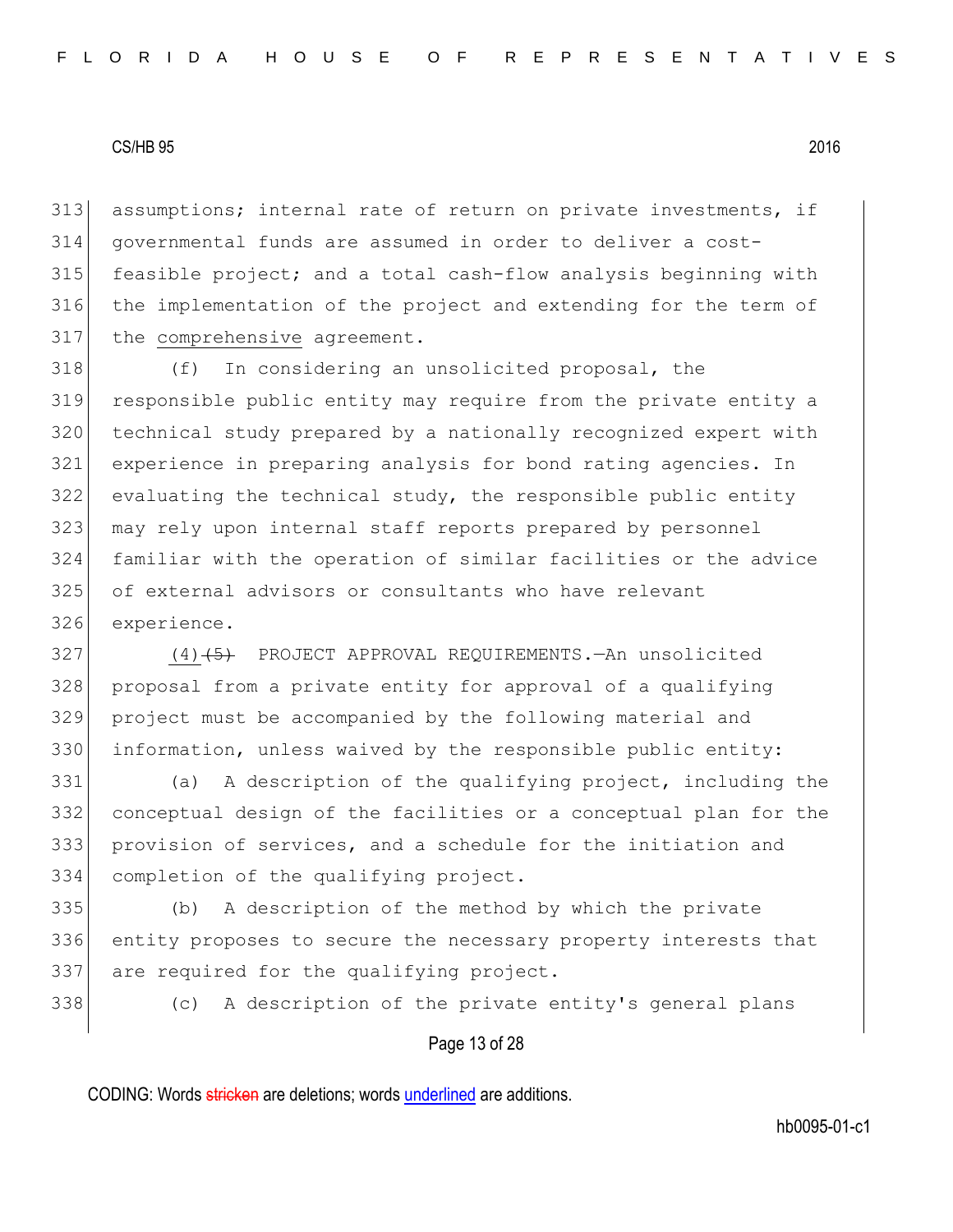assumptions; internal rate of return on private investments, if governmental funds are assumed in order to deliver a cost-feasible project; and a total cash-flow analysis beginning with the implementation of the project and extending for the term of the <u>comprehensive</u> agreement.

(f) In considering an unsolicited proposal, the responsible public entity may require from the private entity a technical study prepared by a nationally recognized expert with experience in preparing analysis for bond rating agencies. In evaluating the technical study, the responsible public entity may rely upon internal staff reports prepared by personnel familiar with the operation of similar facilities or the advice of external advisors or consultants who have relevant experience.

<u>(4)</u>~~(5)~~ PROJECT APPROVAL REQUIREMENTS.—An unsolicited proposal from a private entity for approval of a qualifying project must be accompanied by the following material and information, unless waived by the responsible public entity:

(a) A description of the qualifying project, including the conceptual design of the facilities or a conceptual plan for the provision of services, and a schedule for the initiation and completion of the qualifying project.

(b) A description of the method by which the private entity proposes to secure the necessary property interests that are required for the qualifying project.

(c) A description of the private entity's general plans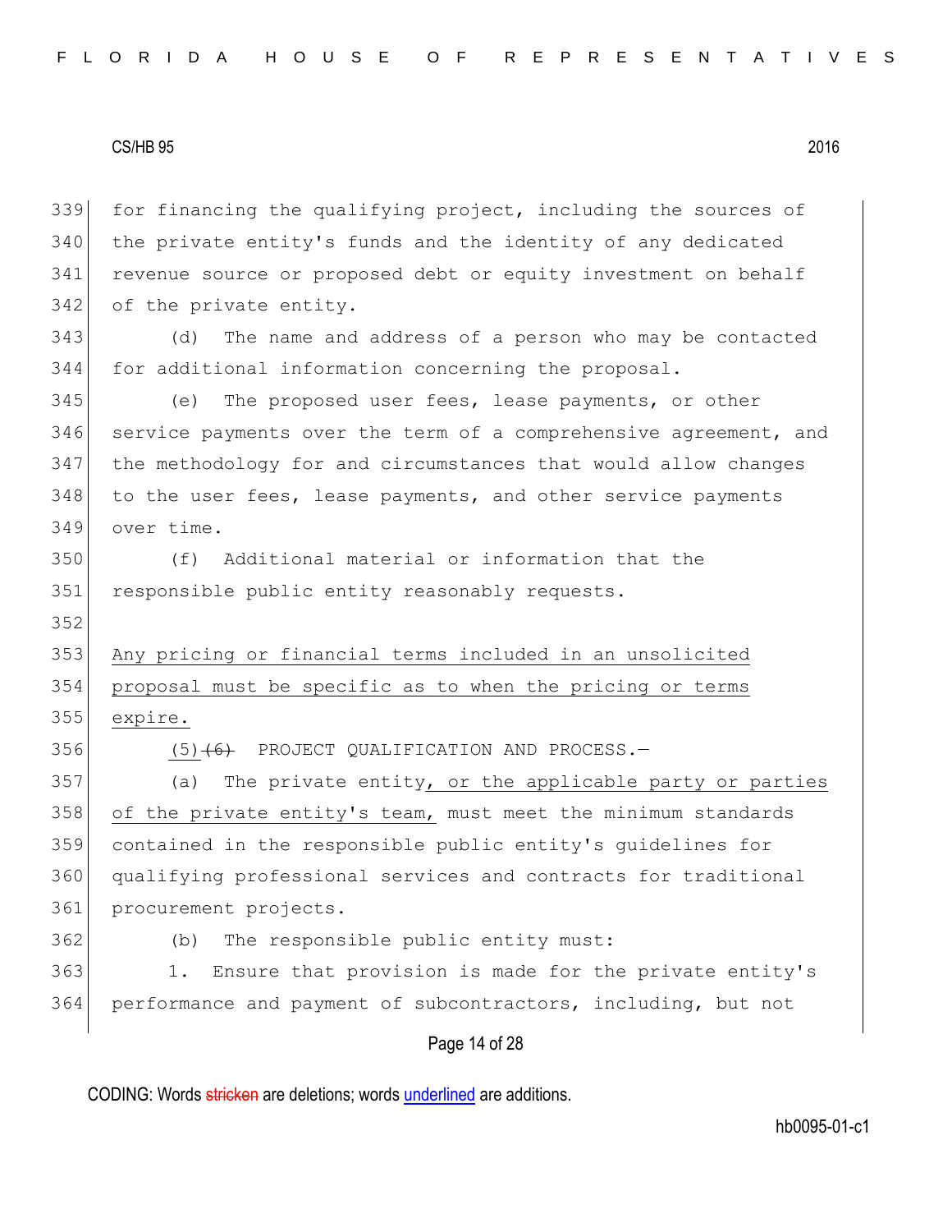for financing the qualifying project, including the sources of the private entity's funds and the identity of any dedicated revenue source or proposed debt or equity investment on behalf of the private entity.

(d) The name and address of a person who may be contacted for additional information concerning the proposal.

(e) The proposed user fees, lease payments, or other service payments over the term of a comprehensive agreement, and the methodology for and circumstances that would allow changes to the user fees, lease payments, and other service payments over time.

(f) Additional material or information that the responsible public entity reasonably requests.

Any pricing or financial terms included in an unsolicited proposal must be specific as to when the pricing or terms expire.

(5) ~~(6)~~ PROJECT QUALIFICATION AND PROCESS.—

(a) The private entity, or the applicable party or parties of the private entity's team, must meet the minimum standards contained in the responsible public entity's guidelines for qualifying professional services and contracts for traditional procurement projects.

(b) The responsible public entity must:

1. Ensure that provision is made for the private entity's performance and payment of subcontractors, including, but not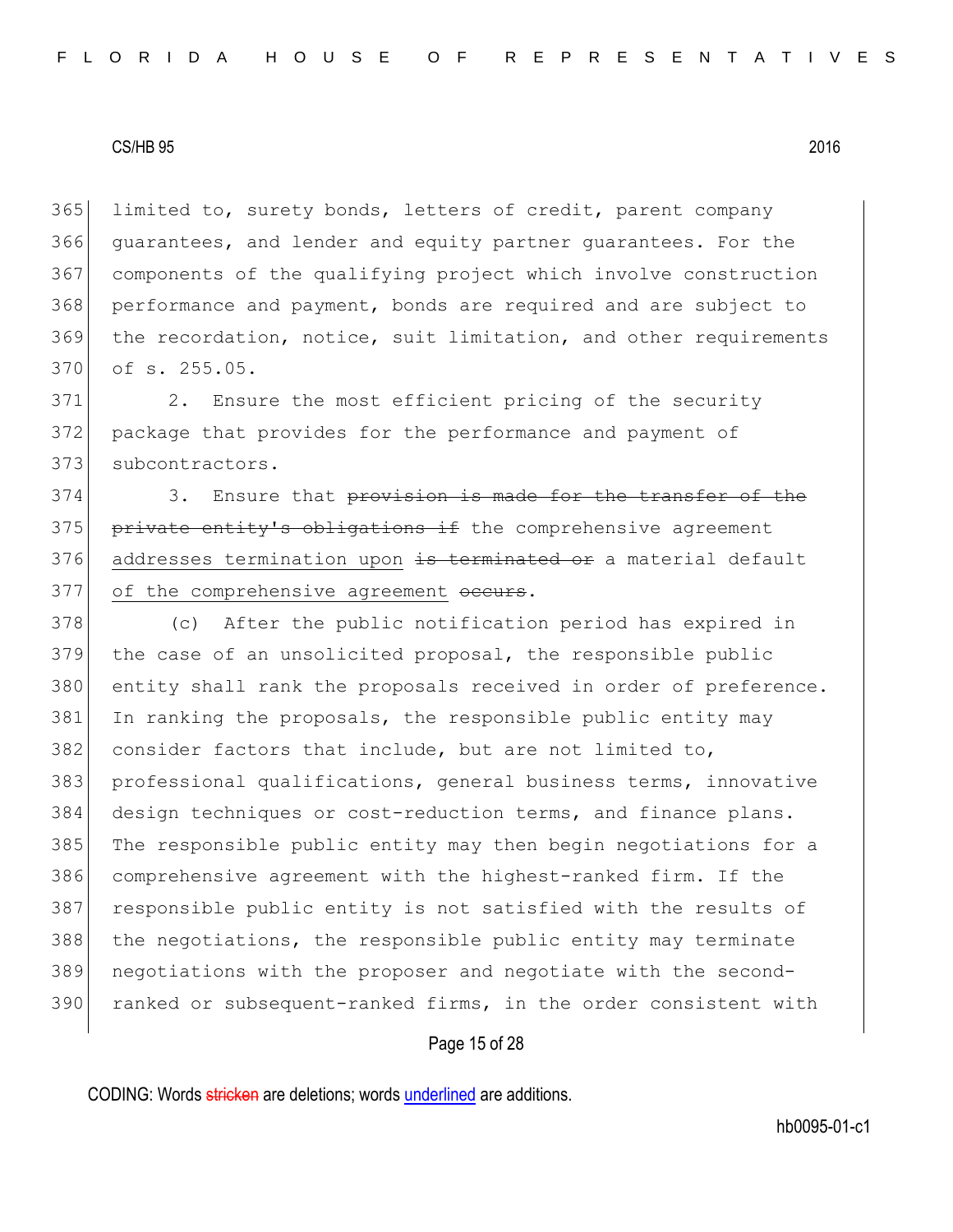365 limited to, surety bonds, letters of credit, parent company
366 guarantees, and lender and equity partner guarantees. For the
367 components of the qualifying project which involve construction
368 performance and payment, bonds are required and are subject to
369 the recordation, notice, suit limitation, and other requirements
370 of s. 255.05.

371 2. Ensure the most efficient pricing of the security
372 package that provides for the performance and payment of
373 subcontractors.

374 3. Ensure that ~~provision is made for the transfer of the~~
375 ~~private entity's obligations if~~ the comprehensive agreement
376 <u>addresses termination upon</u> ~~is terminated or~~ a material default
377 <u>of the comprehensive agreement</u> ~~occurs~~.

378 (c) After the public notification period has expired in
379 the case of an unsolicited proposal, the responsible public
380 entity shall rank the proposals received in order of preference.
381 In ranking the proposals, the responsible public entity may
382 consider factors that include, but are not limited to,
383 professional qualifications, general business terms, innovative
384 design techniques or cost-reduction terms, and finance plans.
385 The responsible public entity may then begin negotiations for a
386 comprehensive agreement with the highest-ranked firm. If the
387 responsible public entity is not satisfied with the results of
388 the negotiations, the responsible public entity may terminate
389 negotiations with the proposer and negotiate with the second-
390 ranked or subsequent-ranked firms, in the order consistent with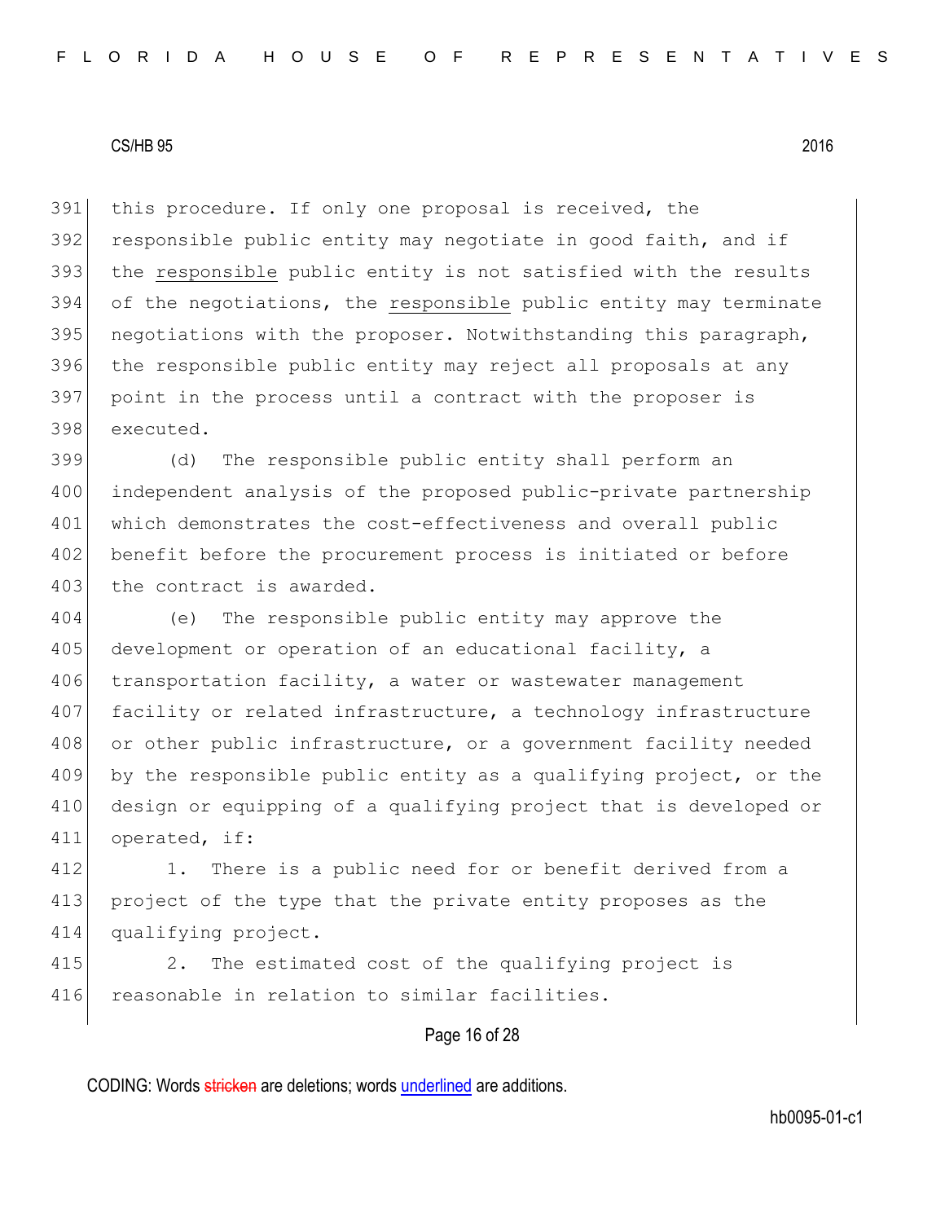this procedure. If only one proposal is received, the responsible public entity may negotiate in good faith, and if the <u>responsible</u> public entity is not satisfied with the results of the negotiations, the <u>responsible</u> public entity may terminate negotiations with the proposer. Notwithstanding this paragraph, the responsible public entity may reject all proposals at any point in the process until a contract with the proposer is executed.

(d) The responsible public entity shall perform an independent analysis of the proposed public-private partnership which demonstrates the cost-effectiveness and overall public benefit before the procurement process is initiated or before the contract is awarded.

(e) The responsible public entity may approve the development or operation of an educational facility, a transportation facility, a water or wastewater management facility or related infrastructure, a technology infrastructure or other public infrastructure, or a government facility needed by the responsible public entity as a qualifying project, or the design or equipping of a qualifying project that is developed or operated, if:

1. There is a public need for or benefit derived from a project of the type that the private entity proposes as the qualifying project.

2. The estimated cost of the qualifying project is reasonable in relation to similar facilities.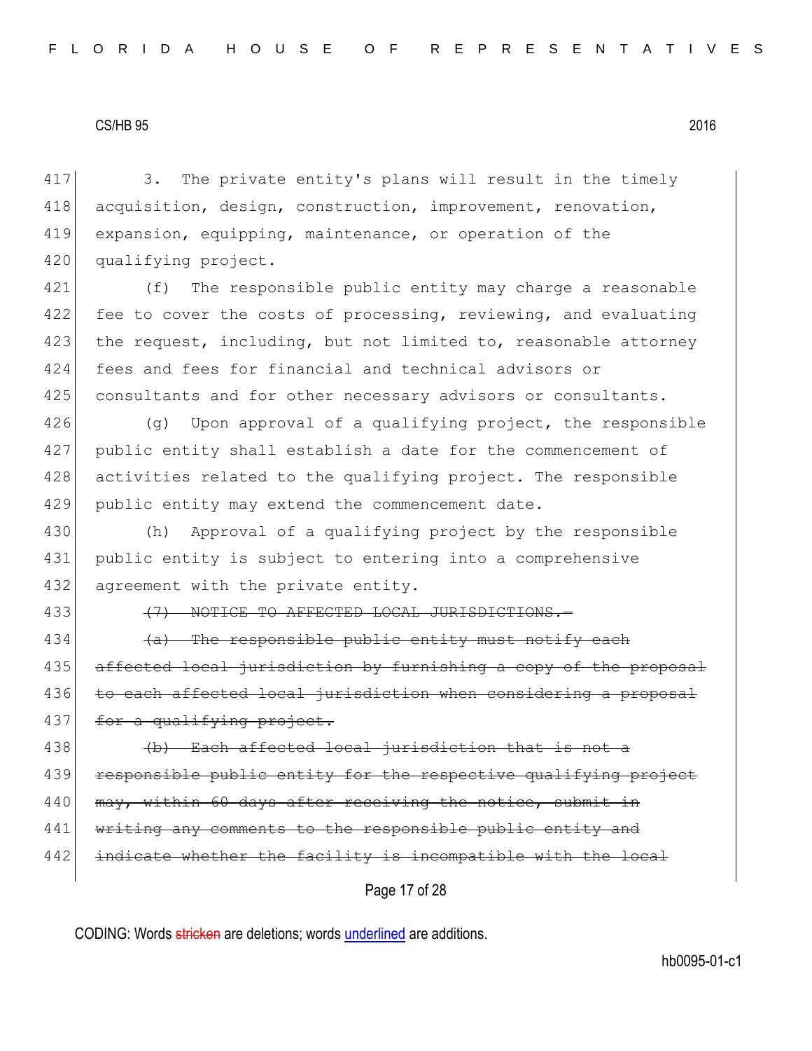3. The private entity's plans will result in the timely acquisition, design, construction, improvement, renovation, expansion, equipping, maintenance, or operation of the qualifying project.

(f) The responsible public entity may charge a reasonable fee to cover the costs of processing, reviewing, and evaluating the request, including, but not limited to, reasonable attorney fees and fees for financial and technical advisors or consultants and for other necessary advisors or consultants.

(g) Upon approval of a qualifying project, the responsible public entity shall establish a date for the commencement of activities related to the qualifying project. The responsible public entity may extend the commencement date.

(h) Approval of a qualifying project by the responsible public entity is subject to entering into a comprehensive agreement with the private entity.

~~(7) NOTICE TO AFFECTED LOCAL JURISDICTIONS.—~~

~~(a) The responsible public entity must notify each affected local jurisdiction by furnishing a copy of the proposal to each affected local jurisdiction when considering a proposal for a qualifying project.~~

~~(b) Each affected local jurisdiction that is not a responsible public entity for the respective qualifying project may, within 60 days after receiving the notice, submit in writing any comments to the responsible public entity and indicate whether the facility is incompatible with the local~~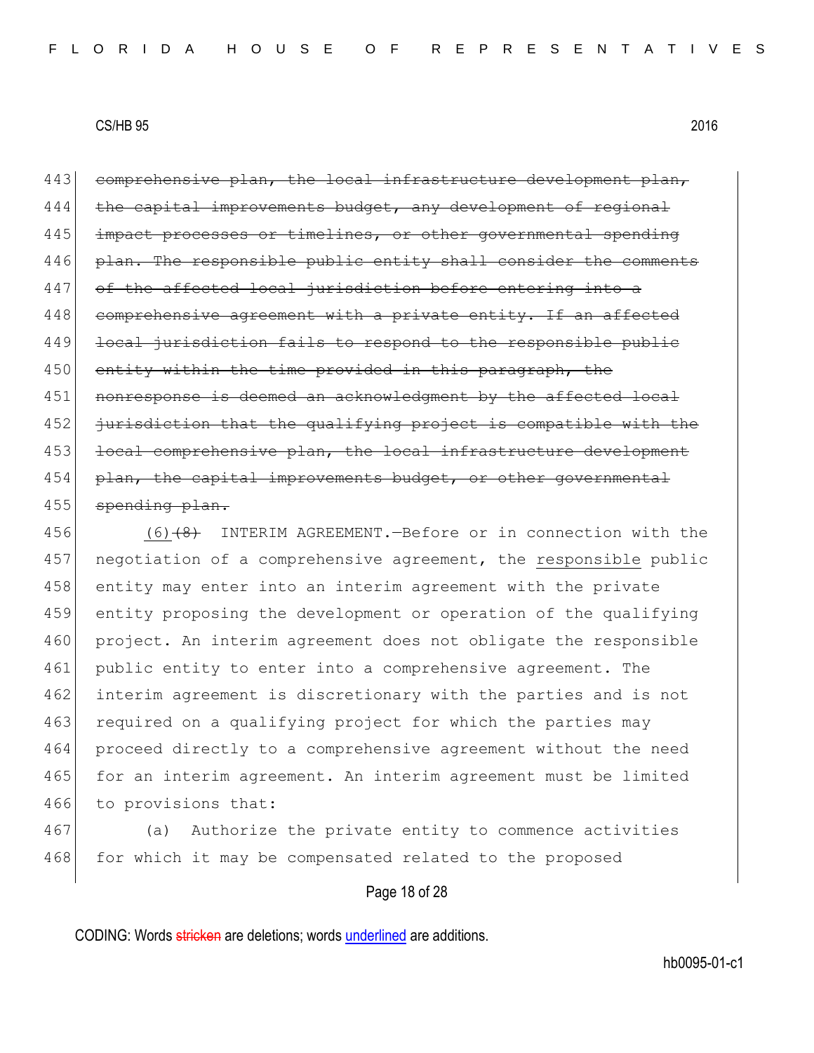~~comprehensive plan, the local infrastructure development plan, the capital improvements budget, any development of regional impact processes or timelines, or other governmental spending plan. The responsible public entity shall consider the comments of the affected local jurisdiction before entering into a comprehensive agreement with a private entity. If an affected local jurisdiction fails to respond to the responsible public entity within the time provided in this paragraph, the nonresponse is deemed an acknowledgment by the affected local jurisdiction that the qualifying project is compatible with the local comprehensive plan, the local infrastructure development plan, the capital improvements budget, or other governmental spending plan.~~

<u>(6)</u>~~(8)~~ INTERIM AGREEMENT.—Before or in connection with the negotiation of a comprehensive agreement, the <u>responsible</u> public entity may enter into an interim agreement with the private entity proposing the development or operation of the qualifying project. An interim agreement does not obligate the responsible public entity to enter into a comprehensive agreement. The interim agreement is discretionary with the parties and is not required on a qualifying project for which the parties may proceed directly to a comprehensive agreement without the need for an interim agreement. An interim agreement must be limited to provisions that:

(a) Authorize the private entity to commence activities for which it may be compensated related to the proposed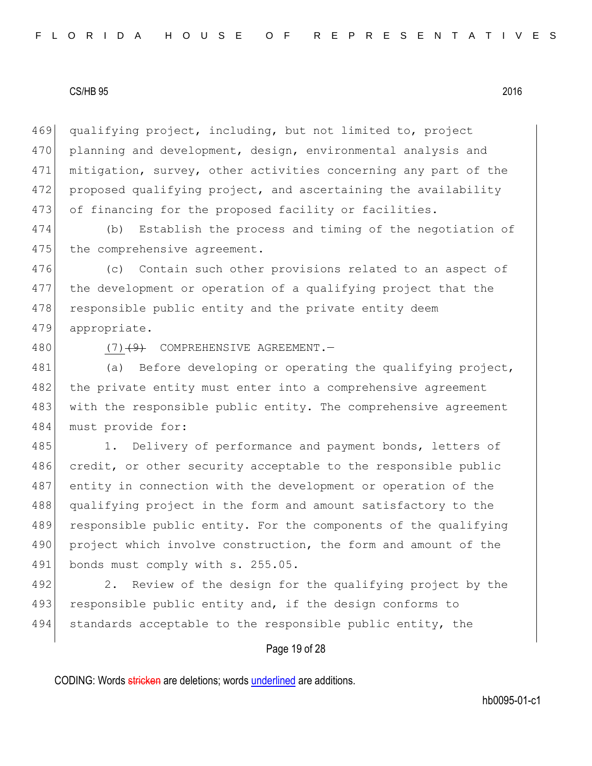qualifying project, including, but not limited to, project planning and development, design, environmental analysis and mitigation, survey, other activities concerning any part of the proposed qualifying project, and ascertaining the availability of financing for the proposed facility or facilities.

(b) Establish the process and timing of the negotiation of the comprehensive agreement.

(c) Contain such other provisions related to an aspect of the development or operation of a qualifying project that the responsible public entity and the private entity deem appropriate.

(7) ~~(9)~~ COMPREHENSIVE AGREEMENT.—

(a) Before developing or operating the qualifying project, the private entity must enter into a comprehensive agreement with the responsible public entity. The comprehensive agreement must provide for:

1. Delivery of performance and payment bonds, letters of credit, or other security acceptable to the responsible public entity in connection with the development or operation of the qualifying project in the form and amount satisfactory to the responsible public entity. For the components of the qualifying project which involve construction, the form and amount of the bonds must comply with s. 255.05.

2. Review of the design for the qualifying project by the responsible public entity and, if the design conforms to standards acceptable to the responsible public entity, the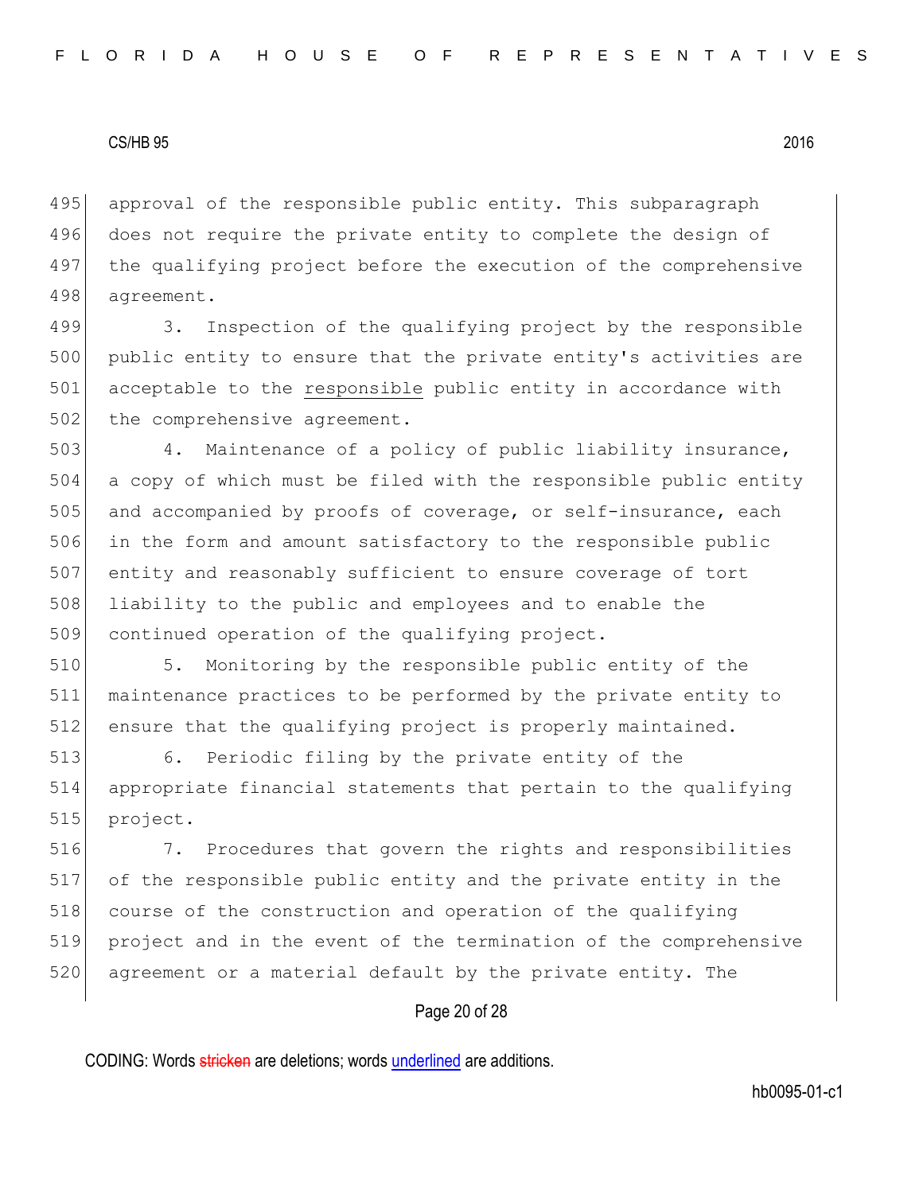approval of the responsible public entity. This subparagraph does not require the private entity to complete the design of the qualifying project before the execution of the comprehensive agreement.

3. Inspection of the qualifying project by the responsible public entity to ensure that the private entity's activities are acceptable to the <u>responsible</u> public entity in accordance with the comprehensive agreement.

4. Maintenance of a policy of public liability insurance, a copy of which must be filed with the responsible public entity and accompanied by proofs of coverage, or self-insurance, each in the form and amount satisfactory to the responsible public entity and reasonably sufficient to ensure coverage of tort liability to the public and employees and to enable the continued operation of the qualifying project.

5. Monitoring by the responsible public entity of the maintenance practices to be performed by the private entity to ensure that the qualifying project is properly maintained.

6. Periodic filing by the private entity of the appropriate financial statements that pertain to the qualifying project.

7. Procedures that govern the rights and responsibilities of the responsible public entity and the private entity in the course of the construction and operation of the qualifying project and in the event of the termination of the comprehensive agreement or a material default by the private entity. The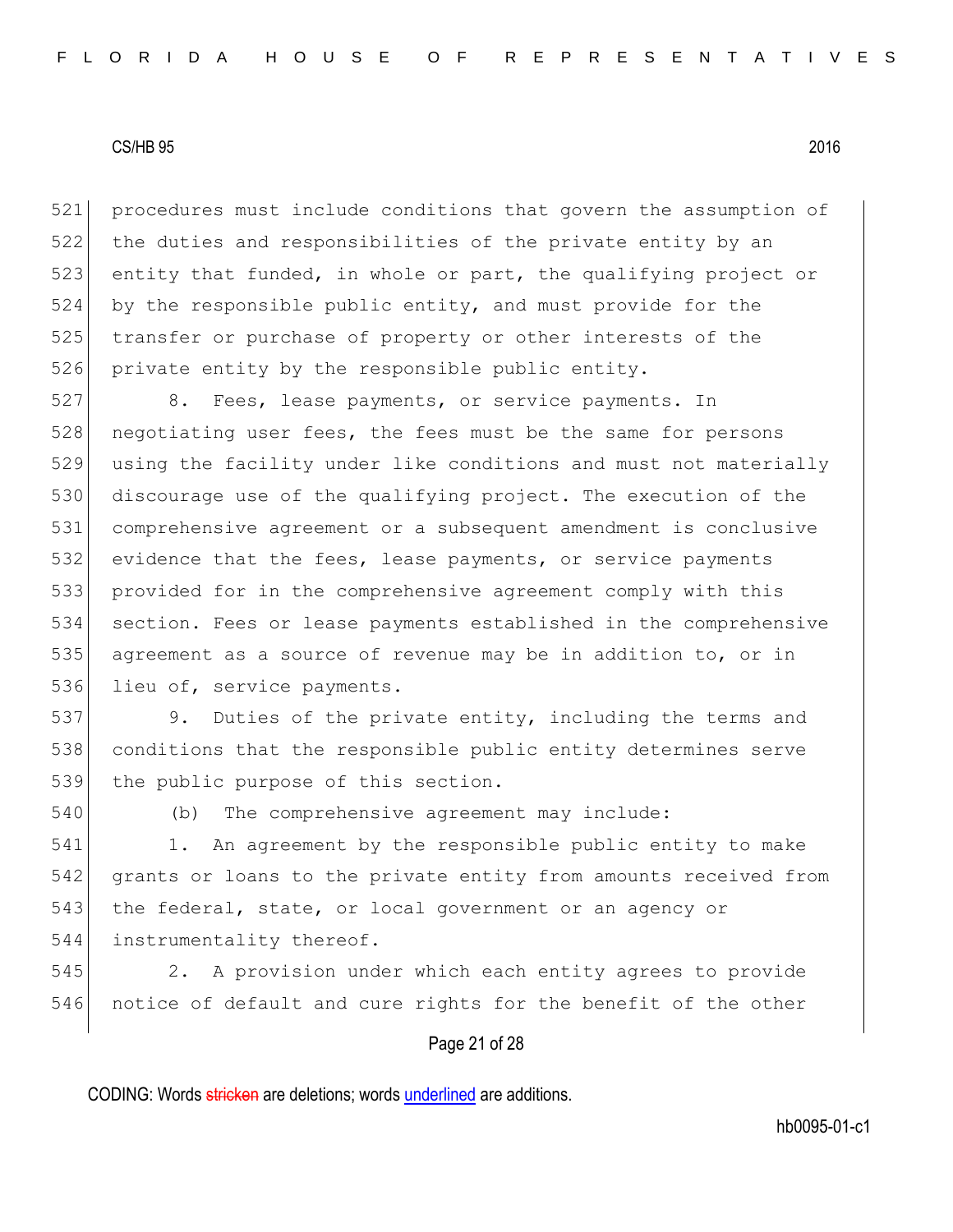procedures must include conditions that govern the assumption of the duties and responsibilities of the private entity by an entity that funded, in whole or part, the qualifying project or by the responsible public entity, and must provide for the transfer or purchase of property or other interests of the private entity by the responsible public entity.

8. Fees, lease payments, or service payments. In negotiating user fees, the fees must be the same for persons using the facility under like conditions and must not materially discourage use of the qualifying project. The execution of the comprehensive agreement or a subsequent amendment is conclusive evidence that the fees, lease payments, or service payments provided for in the comprehensive agreement comply with this section. Fees or lease payments established in the comprehensive agreement as a source of revenue may be in addition to, or in lieu of, service payments.

9. Duties of the private entity, including the terms and conditions that the responsible public entity determines serve the public purpose of this section.

(b) The comprehensive agreement may include:

1. An agreement by the responsible public entity to make grants or loans to the private entity from amounts received from the federal, state, or local government or an agency or instrumentality thereof.

2. A provision under which each entity agrees to provide notice of default and cure rights for the benefit of the other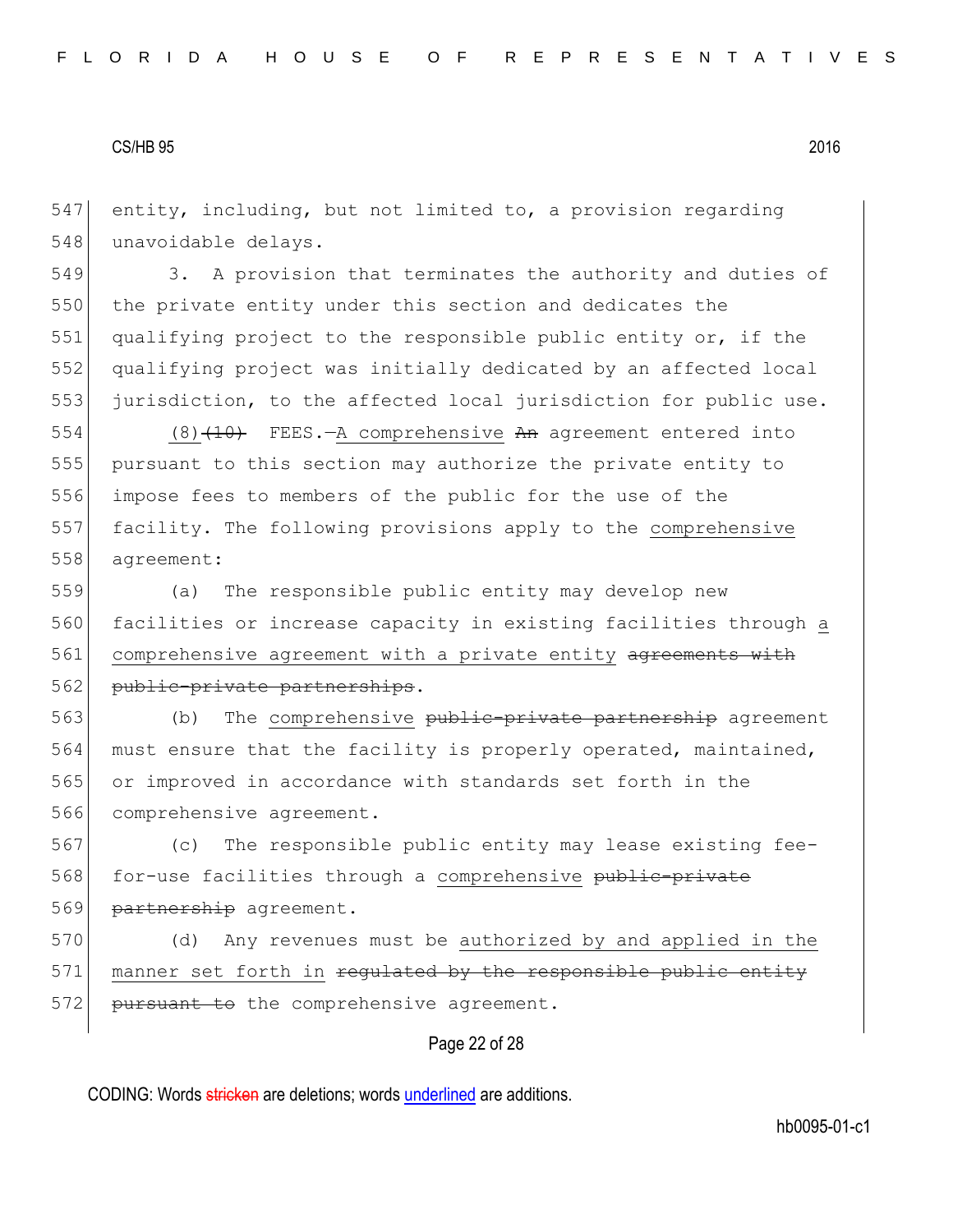entity, including, but not limited to, a provision regarding unavoidable delays.

3. A provision that terminates the authority and duties of the private entity under this section and dedicates the qualifying project to the responsible public entity or, if the qualifying project was initially dedicated by an affected local jurisdiction, to the affected local jurisdiction for public use.

(8)~~(10)~~ FEES.—A comprehensive ~~An~~ agreement entered into pursuant to this section may authorize the private entity to impose fees to members of the public for the use of the facility. The following provisions apply to the comprehensive agreement:

(a) The responsible public entity may develop new facilities or increase capacity in existing facilities through a comprehensive agreement with a private entity ~~agreements with public-private partnerships~~.

(b) The comprehensive ~~public-private partnership~~ agreement must ensure that the facility is properly operated, maintained, or improved in accordance with standards set forth in the comprehensive agreement.

(c) The responsible public entity may lease existing fee-for-use facilities through a comprehensive ~~public-private partnership~~ agreement.

(d) Any revenues must be authorized by and applied in the manner set forth in ~~regulated by the responsible public entity pursuant to~~ the comprehensive agreement.

CODING: Words ~~stricken~~ are deletions; words underlined are additions.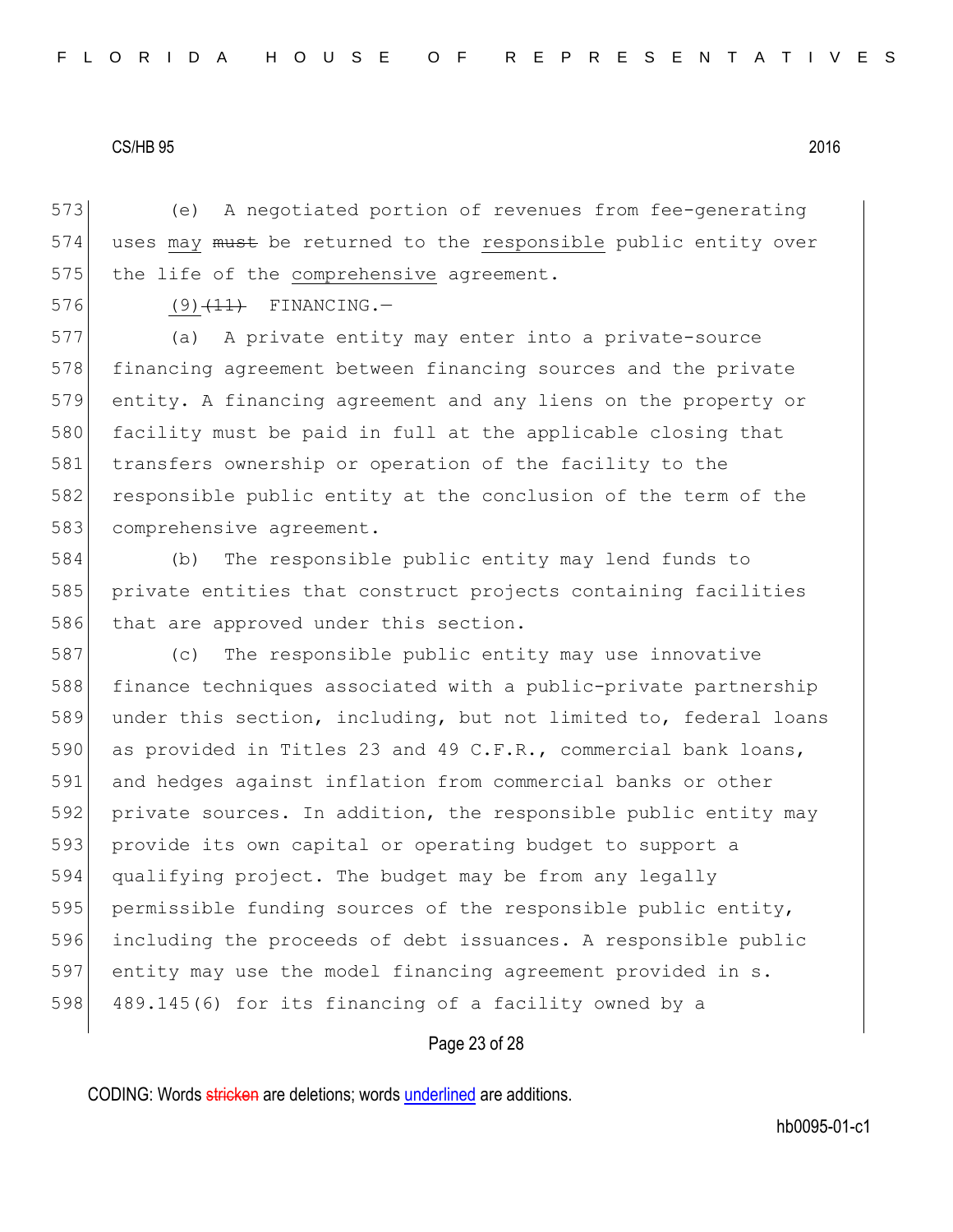(e) A negotiated portion of revenues from fee-generating uses may ~~must~~ be returned to the responsible public entity over the life of the comprehensive agreement.

(9)~~(11)~~ FINANCING.—

(a) A private entity may enter into a private-source financing agreement between financing sources and the private entity. A financing agreement and any liens on the property or facility must be paid in full at the applicable closing that transfers ownership or operation of the facility to the responsible public entity at the conclusion of the term of the comprehensive agreement.

(b) The responsible public entity may lend funds to private entities that construct projects containing facilities that are approved under this section.

(c) The responsible public entity may use innovative finance techniques associated with a public-private partnership under this section, including, but not limited to, federal loans as provided in Titles 23 and 49 C.F.R., commercial bank loans, and hedges against inflation from commercial banks or other private sources. In addition, the responsible public entity may provide its own capital or operating budget to support a qualifying project. The budget may be from any legally permissible funding sources of the responsible public entity, including the proceeds of debt issuances. A responsible public entity may use the model financing agreement provided in s. 489.145(6) for its financing of a facility owned by a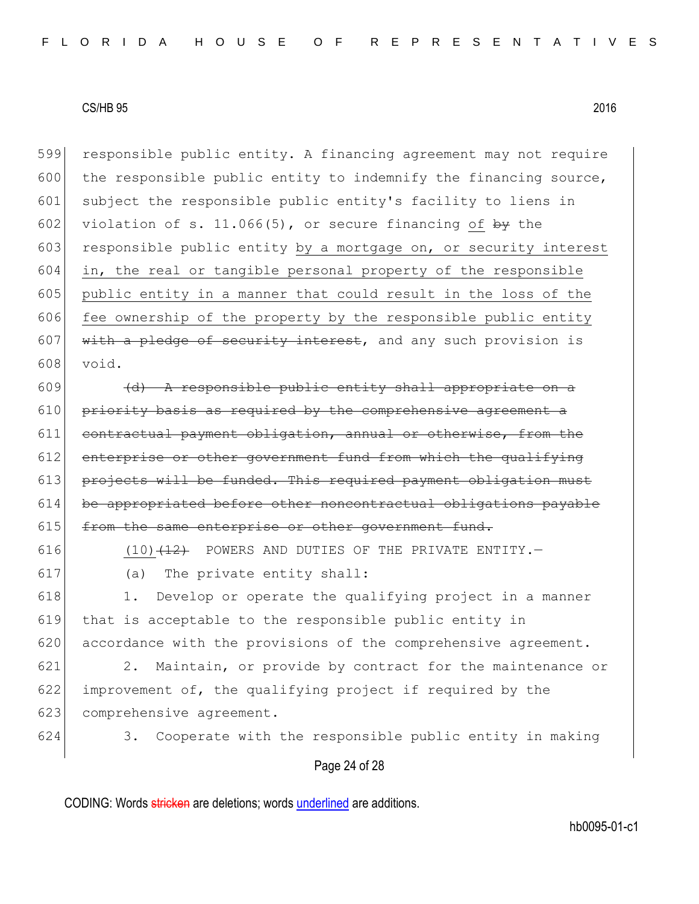599 responsible public entity. A financing agreement may not require
600 the responsible public entity to indemnify the financing source,
601 subject the responsible public entity's facility to liens in
602 violation of s. 11.066(5), or secure financing <u>of</u> ~~by~~ the
603 responsible public entity <u>by a mortgage on, or security interest</u>
604 <u>in, the real or tangible personal property of the responsible</u>
605 <u>public entity in a manner that could result in the loss of the</u>
606 <u>fee ownership of the property by the responsible public entity</u>
607 ~~with a pledge of security interest~~, and any such provision is
608 void.

609 ~~(d) A responsible public entity shall appropriate on a~~
610 ~~priority basis as required by the comprehensive agreement a~~
611 ~~contractual payment obligation, annual or otherwise, from the~~
612 ~~enterprise or other government fund from which the qualifying~~
613 ~~projects will be funded. This required payment obligation must~~
614 ~~be appropriated before other noncontractual obligations payable~~
615 ~~from the same enterprise or other government fund.~~

616 <u>(10)</u>~~(12)~~ POWERS AND DUTIES OF THE PRIVATE ENTITY.—

617 (a) The private entity shall:

618 1. Develop or operate the qualifying project in a manner
619 that is acceptable to the responsible public entity in
620 accordance with the provisions of the comprehensive agreement.

621 2. Maintain, or provide by contract for the maintenance or
622 improvement of, the qualifying project if required by the
623 comprehensive agreement.

624 3. Cooperate with the responsible public entity in making

CODING: Words ~~stricken~~ are deletions; words <u>underlined</u> are additions.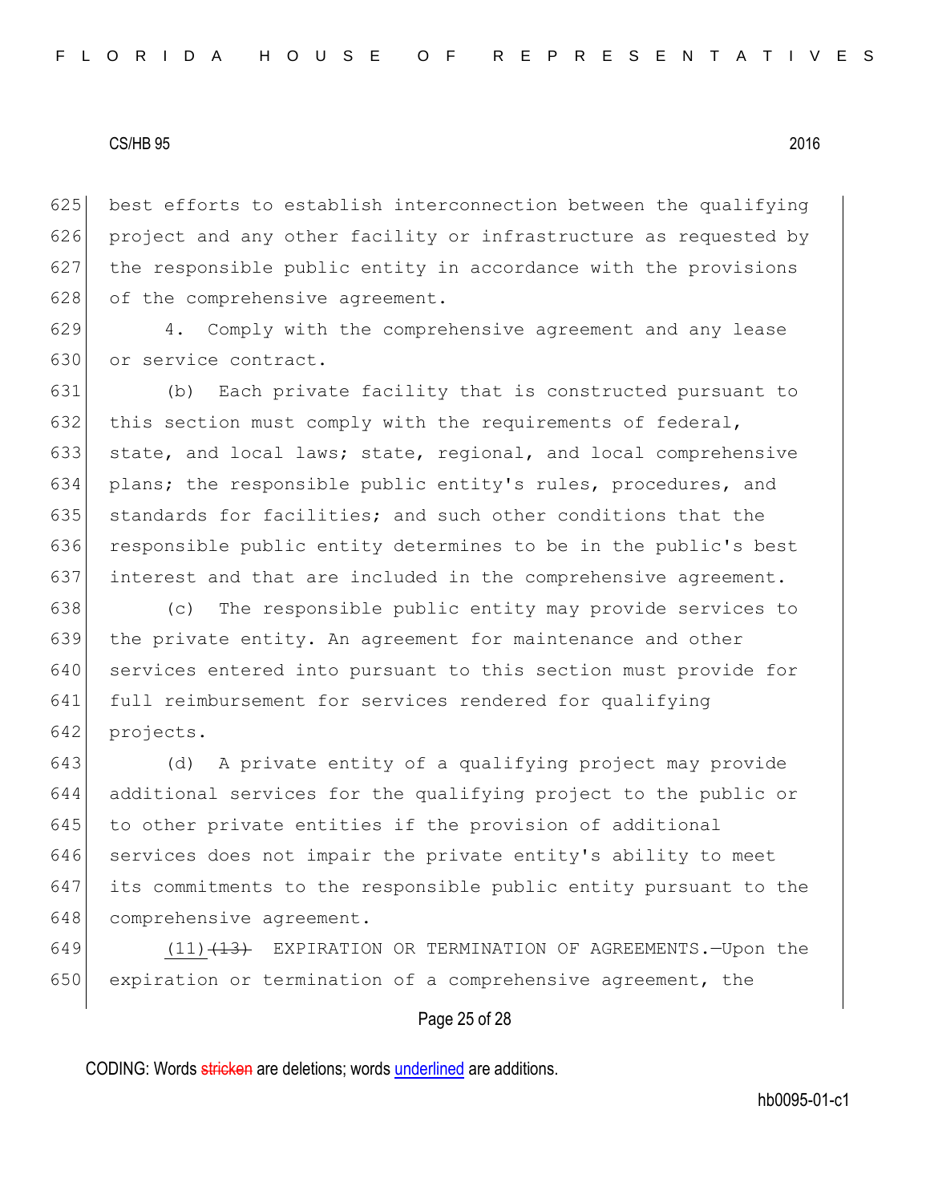best efforts to establish interconnection between the qualifying project and any other facility or infrastructure as requested by the responsible public entity in accordance with the provisions of the comprehensive agreement.

4. Comply with the comprehensive agreement and any lease or service contract.

(b) Each private facility that is constructed pursuant to this section must comply with the requirements of federal, state, and local laws; state, regional, and local comprehensive plans; the responsible public entity's rules, procedures, and standards for facilities; and such other conditions that the responsible public entity determines to be in the public's best interest and that are included in the comprehensive agreement.

(c) The responsible public entity may provide services to the private entity. An agreement for maintenance and other services entered into pursuant to this section must provide for full reimbursement for services rendered for qualifying projects.

(d) A private entity of a qualifying project may provide additional services for the qualifying project to the public or to other private entities if the provision of additional services does not impair the private entity's ability to meet its commitments to the responsible public entity pursuant to the comprehensive agreement.

(11) ~~(13)~~ EXPIRATION OR TERMINATION OF AGREEMENTS.—Upon the expiration or termination of a comprehensive agreement, the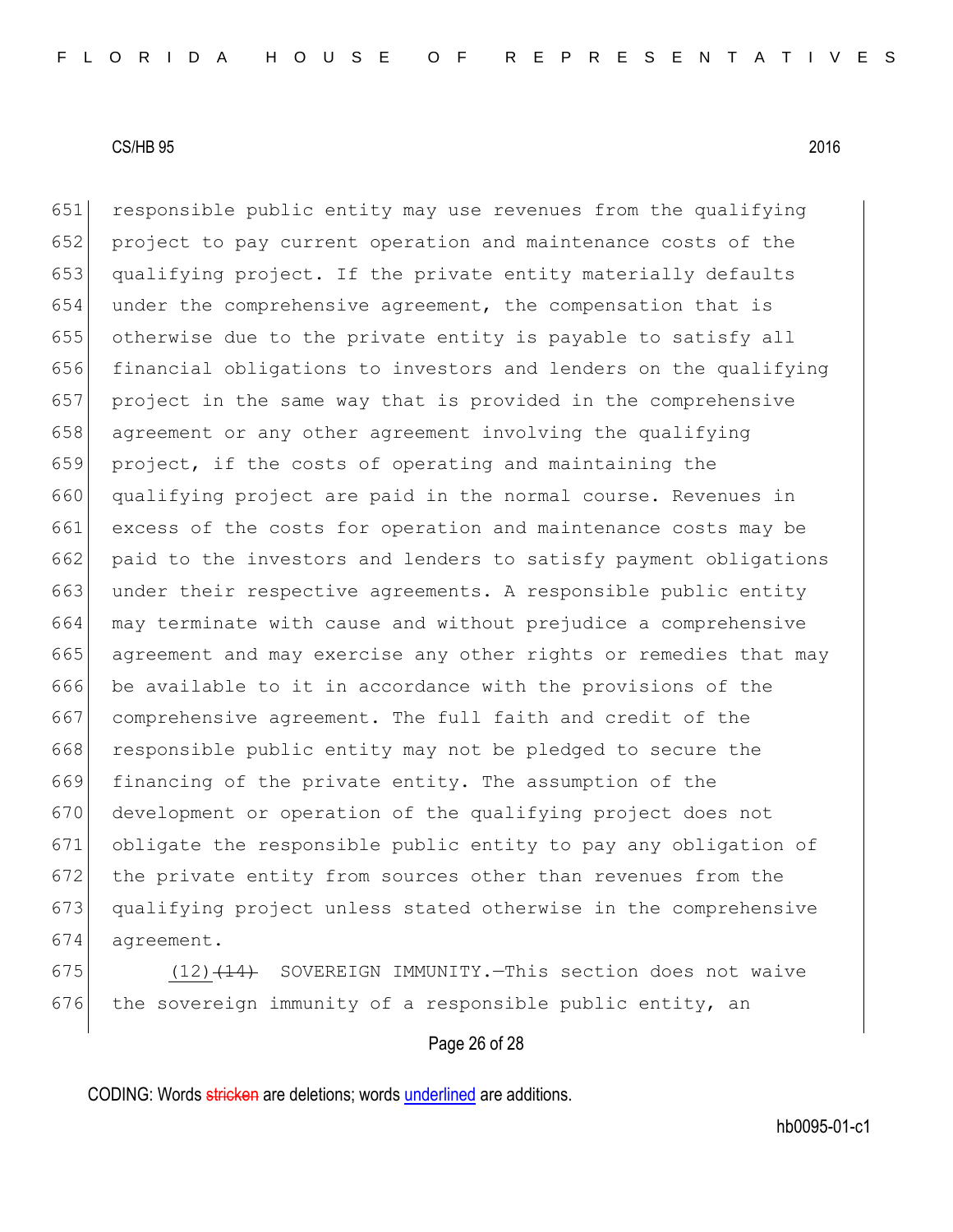responsible public entity may use revenues from the qualifying project to pay current operation and maintenance costs of the qualifying project. If the private entity materially defaults under the comprehensive agreement, the compensation that is otherwise due to the private entity is payable to satisfy all financial obligations to investors and lenders on the qualifying project in the same way that is provided in the comprehensive agreement or any other agreement involving the qualifying project, if the costs of operating and maintaining the qualifying project are paid in the normal course. Revenues in excess of the costs for operation and maintenance costs may be paid to the investors and lenders to satisfy payment obligations under their respective agreements. A responsible public entity may terminate with cause and without prejudice a comprehensive agreement and may exercise any other rights or remedies that may be available to it in accordance with the provisions of the comprehensive agreement. The full faith and credit of the responsible public entity may not be pledged to secure the financing of the private entity. The assumption of the development or operation of the qualifying project does not obligate the responsible public entity to pay any obligation of the private entity from sources other than revenues from the qualifying project unless stated otherwise in the comprehensive agreement.

(12) ~~(14)~~ SOVEREIGN IMMUNITY.—This section does not waive the sovereign immunity of a responsible public entity, an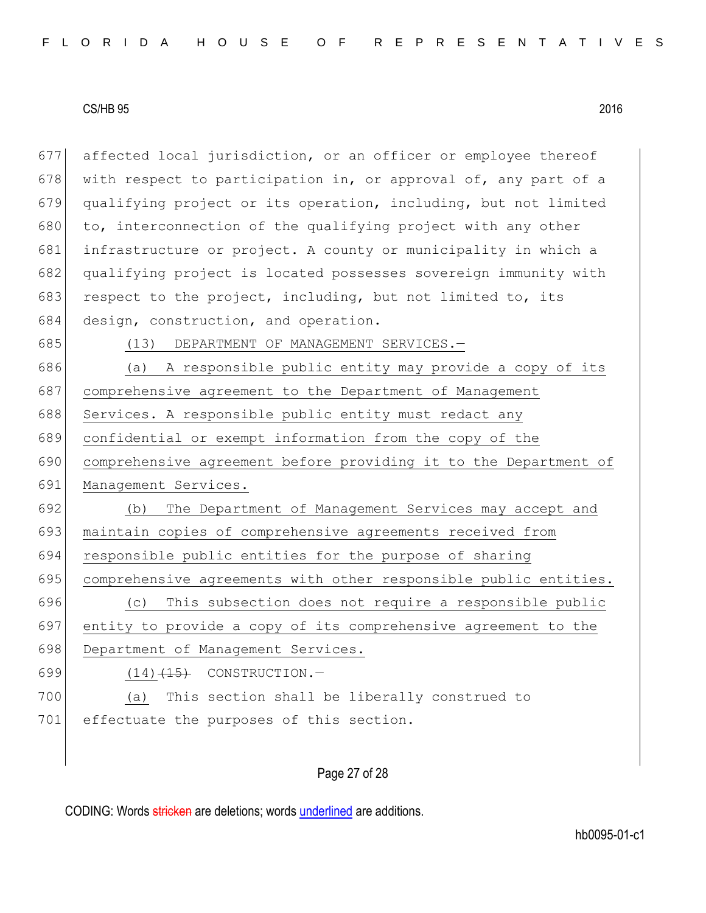affected local jurisdiction, or an officer or employee thereof with respect to participation in, or approval of, any part of a qualifying project or its operation, including, but not limited to, interconnection of the qualifying project with any other infrastructure or project. A county or municipality in which a qualifying project is located possesses sovereign immunity with respect to the project, including, but not limited to, its design, construction, and operation.

(13) DEPARTMENT OF MANAGEMENT SERVICES.—

(a) A responsible public entity may provide a copy of its comprehensive agreement to the Department of Management Services. A responsible public entity must redact any confidential or exempt information from the copy of the comprehensive agreement before providing it to the Department of Management Services.

(b) The Department of Management Services may accept and maintain copies of comprehensive agreements received from responsible public entities for the purpose of sharing comprehensive agreements with other responsible public entities.

(c) This subsection does not require a responsible public entity to provide a copy of its comprehensive agreement to the Department of Management Services.

(14) ~~(15)~~ CONSTRUCTION.—

(a) This section shall be liberally construed to effectuate the purposes of this section.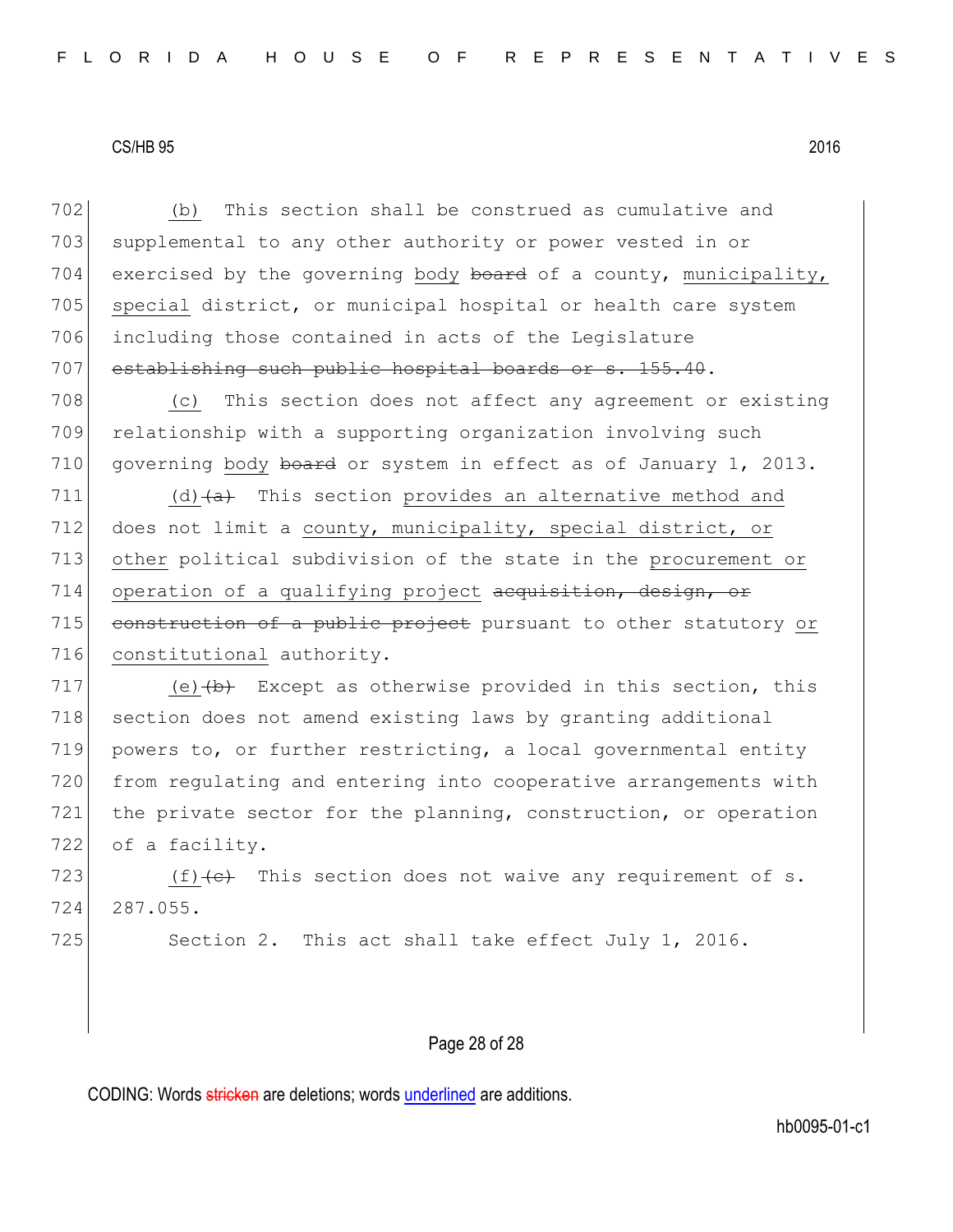702 (b) This section shall be construed as cumulative and
703 supplemental to any other authority or power vested in or
704 exercised by the governing body ~~board~~ of a county, municipality,
705 special district, or municipal hospital or health care system
706 including those contained in acts of the Legislature
707 ~~establishing such public hospital boards or s. 155.40~~.

708 (c) This section does not affect any agreement or existing
709 relationship with a supporting organization involving such
710 governing body ~~board~~ or system in effect as of January 1, 2013.

711 (d)~~(a)~~ This section provides an alternative method and
712 does not limit a county, municipality, special district, or
713 other political subdivision of the state in the procurement or
714 operation of a qualifying project ~~acquisition, design, or~~
715 ~~construction of a public project~~ pursuant to other statutory or
716 constitutional authority.

717 (e)~~(b)~~ Except as otherwise provided in this section, this
718 section does not amend existing laws by granting additional
719 powers to, or further restricting, a local governmental entity
720 from regulating and entering into cooperative arrangements with
721 the private sector for the planning, construction, or operation
722 of a facility.

723 (f)~~(c)~~ This section does not waive any requirement of s.
724 287.055.

725 Section 2. This act shall take effect July 1, 2016.

CODING: Words ~~stricken~~ are deletions; words underlined are additions.